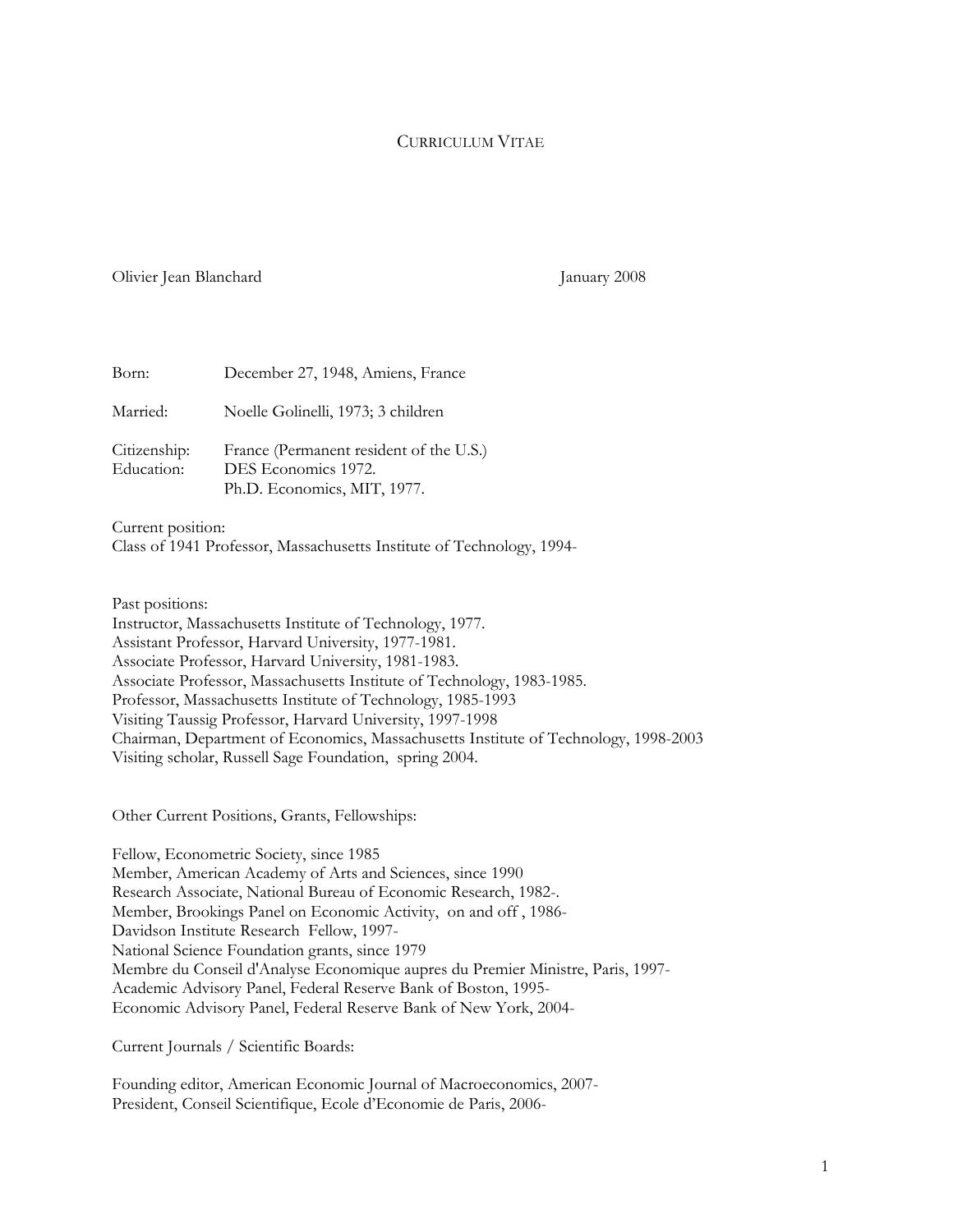# Curriculum Vitae

Olivier Jean Blanchard                                                January 2008

Born: December 27, 1948, Amiens, France

Married: Noelle Golinelli, 1973; 3 children

Citizenship: France (Permanent resident of the U.S.)
Education: DES Economics 1972.
Ph.D. Economics, MIT, 1977.

Current position:
Class of 1941 Professor, Massachusetts Institute of Technology, 1994-

Past positions:
Instructor, Massachusetts Institute of Technology, 1977.
Assistant Professor, Harvard University, 1977-1981.
Associate Professor, Harvard University, 1981-1983.
Associate Professor, Massachusetts Institute of Technology, 1983-1985.
Professor, Massachusetts Institute of Technology, 1985-1993
Visiting Taussig Professor, Harvard University, 1997-1998
Chairman, Department of Economics, Massachusetts Institute of Technology, 1998-2003
Visiting scholar, Russell Sage Foundation, spring 2004.

Other Current Positions, Grants, Fellowships:

Fellow, Econometric Society, since 1985
Member, American Academy of Arts and Sciences, since 1990
Research Associate, National Bureau of Economic Research, 1982-.
Member, Brookings Panel on Economic Activity, on and off , 1986-
Davidson Institute Research Fellow, 1997-
National Science Foundation grants, since 1979
Membre du Conseil d'Analyse Economique aupres du Premier Ministre, Paris, 1997-
Academic Advisory Panel, Federal Reserve Bank of Boston, 1995-
Economic Advisory Panel, Federal Reserve Bank of New York, 2004-

Current Journals / Scientific Boards:

Founding editor, American Economic Journal of Macroeconomics, 2007-
President, Conseil Scientifique, Ecole d'Economie de Paris, 2006-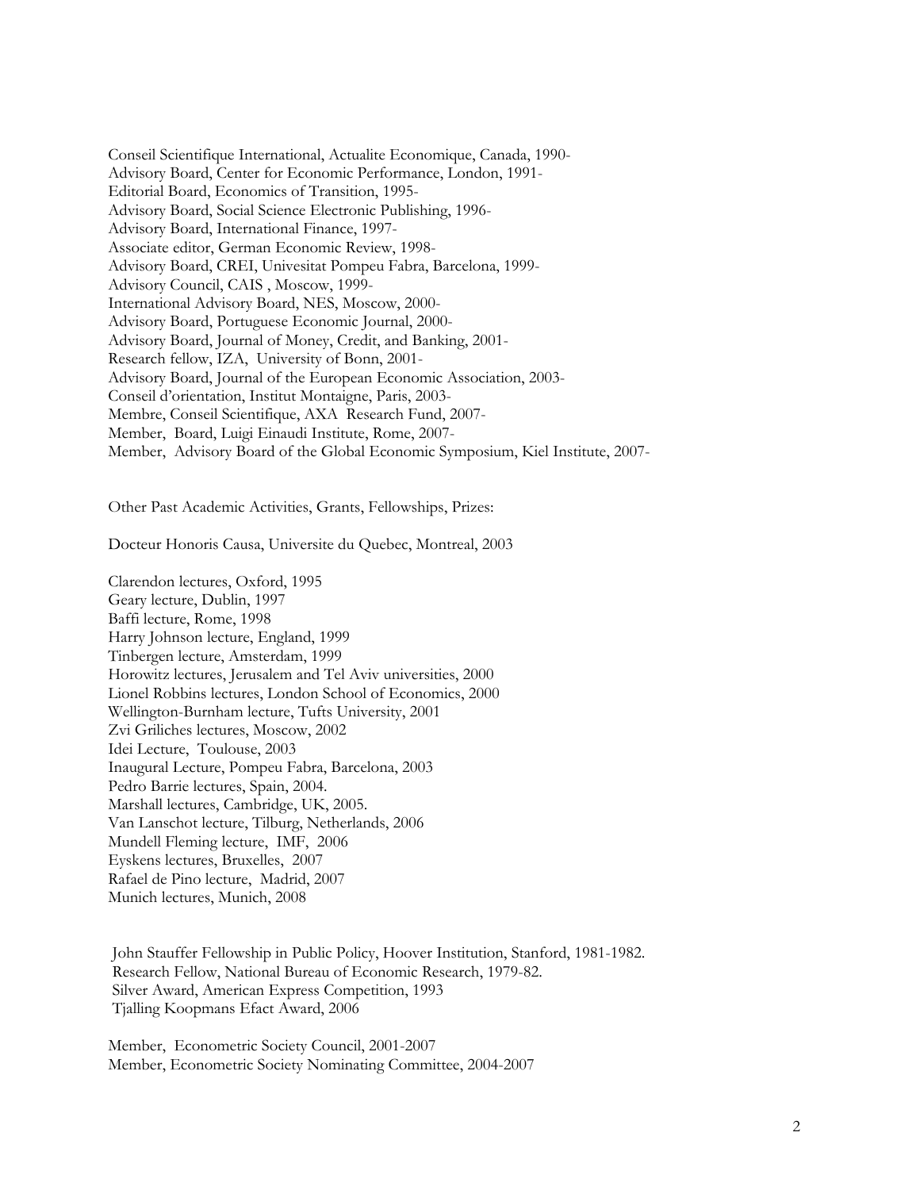Conseil Scientifique International, Actualite Economique, Canada, 1990-
Advisory Board, Center for Economic Performance, London, 1991-
Editorial Board, Economics of Transition, 1995-
Advisory Board, Social Science Electronic Publishing, 1996-
Advisory Board, International Finance, 1997-
Associate editor, German Economic Review, 1998-
Advisory Board, CREI, Univesitat Pompeu Fabra, Barcelona, 1999-
Advisory Council, CAIS , Moscow, 1999-
International Advisory Board, NES, Moscow, 2000-
Advisory Board, Portuguese Economic Journal, 2000-
Advisory Board, Journal of Money, Credit, and Banking, 2001-
Research fellow, IZA, University of Bonn, 2001-
Advisory Board, Journal of the European Economic Association, 2003-
Conseil d'orientation, Institut Montaigne, Paris, 2003-
Membre, Conseil Scientifique, AXA Research Fund, 2007-
Member, Board, Luigi Einaudi Institute, Rome, 2007-
Member, Advisory Board of the Global Economic Symposium, Kiel Institute, 2007-

Other Past Academic Activities, Grants, Fellowships, Prizes:

Docteur Honoris Causa, Universite du Quebec, Montreal, 2003

Clarendon lectures, Oxford, 1995
Geary lecture, Dublin, 1997
Baffi lecture, Rome, 1998
Harry Johnson lecture, England, 1999
Tinbergen lecture, Amsterdam, 1999
Horowitz lectures, Jerusalem and Tel Aviv universities, 2000
Lionel Robbins lectures, London School of Economics, 2000
Wellington-Burnham lecture, Tufts University, 2001
Zvi Griliches lectures, Moscow, 2002
Idei Lecture, Toulouse, 2003
Inaugural Lecture, Pompeu Fabra, Barcelona, 2003
Pedro Barrie lectures, Spain, 2004.
Marshall lectures, Cambridge, UK, 2005.
Van Lanschot lecture, Tilburg, Netherlands, 2006
Mundell Fleming lecture, IMF, 2006
Eyskens lectures, Bruxelles, 2007
Rafael de Pino lecture, Madrid, 2007
Munich lectures, Munich, 2008

John Stauffer Fellowship in Public Policy, Hoover Institution, Stanford, 1981-1982.
Research Fellow, National Bureau of Economic Research, 1979-82.
Silver Award, American Express Competition, 1993
Tjalling Koopmans Efact Award, 2006

Member, Econometric Society Council, 2001-2007
Member, Econometric Society Nominating Committee, 2004-2007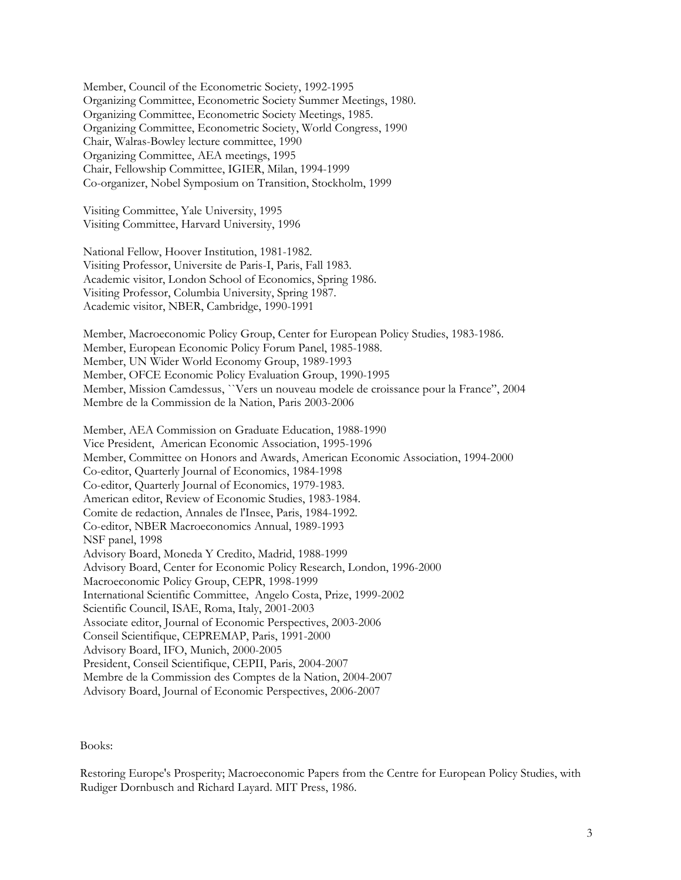Member, Council of the Econometric Society, 1992-1995
Organizing Committee, Econometric Society Summer Meetings, 1980.
Organizing Committee, Econometric Society Meetings, 1985.
Organizing Committee, Econometric Society, World Congress, 1990
Chair, Walras-Bowley lecture committee, 1990
Organizing Committee, AEA meetings, 1995
Chair, Fellowship Committee, IGIER, Milan, 1994-1999
Co-organizer, Nobel Symposium on Transition, Stockholm, 1999

Visiting Committee, Yale University, 1995
Visiting Committee, Harvard University, 1996

National Fellow, Hoover Institution, 1981-1982.
Visiting Professor, Universite de Paris-I, Paris, Fall 1983.
Academic visitor, London School of Economics, Spring 1986.
Visiting Professor, Columbia University, Spring 1987.
Academic visitor, NBER, Cambridge, 1990-1991

Member, Macroeconomic Policy Group, Center for European Policy Studies, 1983-1986.
Member, European Economic Policy Forum Panel, 1985-1988.
Member, UN Wider World Economy Group, 1989-1993
Member, OFCE Economic Policy Evaluation Group, 1990-1995
Member, Mission Camdessus, ``Vers un nouveau modele de croissance pour la France'', 2004
Membre de la Commission de la Nation, Paris 2003-2006

Member, AEA Commission on Graduate Education, 1988-1990
Vice President, American Economic Association, 1995-1996
Member, Committee on Honors and Awards, American Economic Association, 1994-2000
Co-editor, Quarterly Journal of Economics, 1984-1998
Co-editor, Quarterly Journal of Economics, 1979-1983.
American editor, Review of Economic Studies, 1983-1984.
Comite de redaction, Annales de l'Insee, Paris, 1984-1992.
Co-editor, NBER Macroeconomics Annual, 1989-1993
NSF panel, 1998
Advisory Board, Moneda Y Credito, Madrid, 1988-1999
Advisory Board, Center for Economic Policy Research, London, 1996-2000
Macroeconomic Policy Group, CEPR, 1998-1999
International Scientific Committee, Angelo Costa, Prize, 1999-2002
Scientific Council, ISAE, Roma, Italy, 2001-2003
Associate editor, Journal of Economic Perspectives, 2003-2006
Conseil Scientifique, CEPREMAP, Paris, 1991-2000
Advisory Board, IFO, Munich, 2000-2005
President, Conseil Scientifique, CEPII, Paris, 2004-2007
Membre de la Commission des Comptes de la Nation, 2004-2007
Advisory Board, Journal of Economic Perspectives, 2006-2007

Books:

Restoring Europe's Prosperity; Macroeconomic Papers from the Centre for European Policy Studies, with Rudiger Dornbusch and Richard Layard. MIT Press, 1986.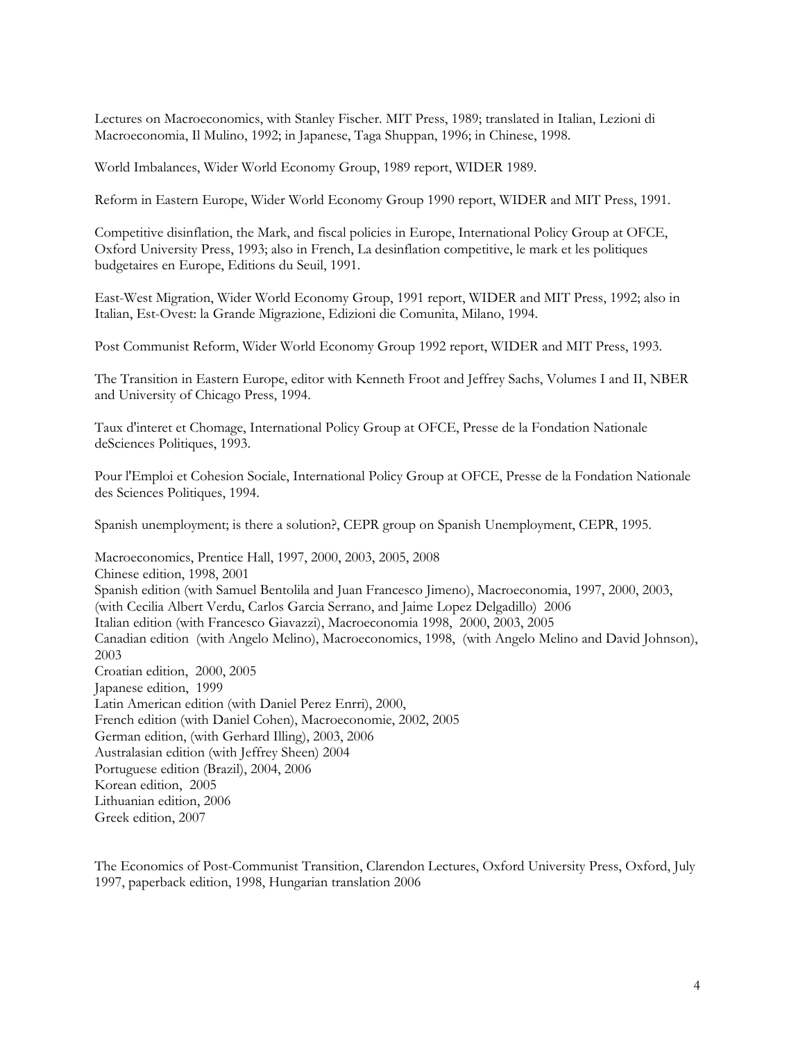Lectures on Macroeconomics, with Stanley Fischer. MIT Press, 1989; translated in Italian, Lezioni di Macroeconomia, Il Mulino, 1992; in Japanese, Taga Shuppan, 1996; in Chinese, 1998.

World Imbalances, Wider World Economy Group, 1989 report, WIDER 1989.

Reform in Eastern Europe, Wider World Economy Group 1990 report, WIDER and MIT Press, 1991.

Competitive disinflation, the Mark, and fiscal policies in Europe, International Policy Group at OFCE, Oxford University Press, 1993; also in French, La desinflation competitive, le mark et les politiques budgetaires en Europe, Editions du Seuil, 1991.

East-West Migration, Wider World Economy Group, 1991 report, WIDER and MIT Press, 1992; also in Italian, Est-Ovest: la Grande Migrazione, Edizioni die Comunita, Milano, 1994.

Post Communist Reform, Wider World Economy Group 1992 report, WIDER and MIT Press, 1993.

The Transition in Eastern Europe, editor with Kenneth Froot and Jeffrey Sachs, Volumes I and II, NBER and University of Chicago Press, 1994.

Taux d'interet et Chomage, International Policy Group at OFCE, Presse de la Fondation Nationale deSciences Politiques, 1993.

Pour l'Emploi et Cohesion Sociale, International Policy Group at OFCE, Presse de la Fondation Nationale des Sciences Politiques, 1994.

Spanish unemployment; is there a solution?, CEPR group on Spanish Unemployment, CEPR, 1995.

Macroeconomics, Prentice Hall, 1997, 2000, 2003, 2005, 2008
Chinese edition, 1998, 2001
Spanish edition (with Samuel Bentolila and Juan Francesco Jimeno), Macroeconomia, 1997, 2000, 2003, (with Cecilia Albert Verdu, Carlos Garcia Serrano, and Jaime Lopez Delgadillo) 2006
Italian edition (with Francesco Giavazzi), Macroeconomia 1998, 2000, 2003, 2005
Canadian edition (with Angelo Melino), Macroeconomics, 1998, (with Angelo Melino and David Johnson), 2003
Croatian edition, 2000, 2005
Japanese edition, 1999
Latin American edition (with Daniel Perez Enrri), 2000,
French edition (with Daniel Cohen), Macroeconomie, 2002, 2005
German edition, (with Gerhard Illing), 2003, 2006
Australasian edition (with Jeffrey Sheen) 2004
Portuguese edition (Brazil), 2004, 2006
Korean edition, 2005
Lithuanian edition, 2006
Greek edition, 2007

The Economics of Post-Communist Transition, Clarendon Lectures, Oxford University Press, Oxford, July 1997, paperback edition, 1998, Hungarian translation 2006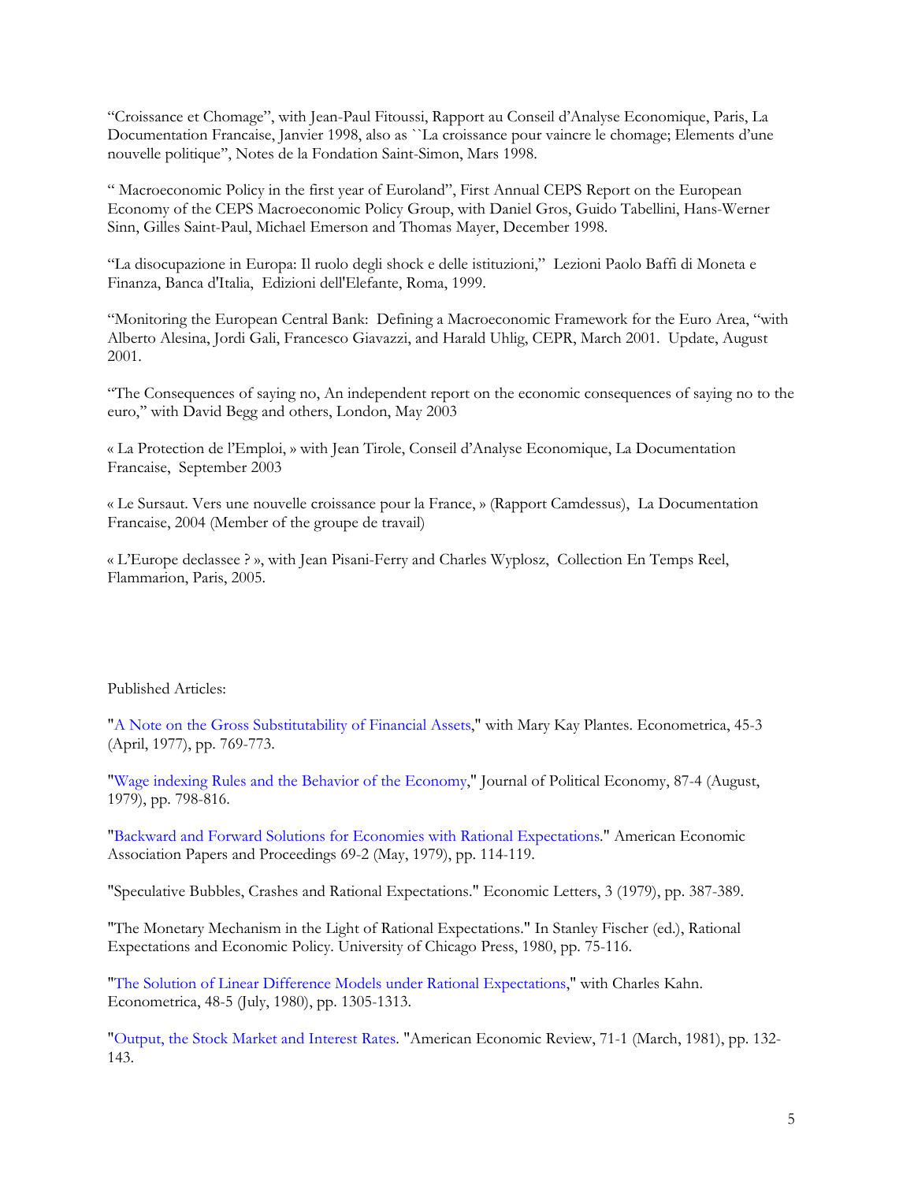"Croissance et Chomage", with Jean-Paul Fitoussi, Rapport au Conseil d'Analyse Economique, Paris, La Documentation Francaise, Janvier 1998, also as ``La croissance pour vaincre le chomage; Elements d'une nouvelle politique", Notes de la Fondation Saint-Simon, Mars 1998.

" Macroeconomic Policy in the first year of Euroland", First Annual CEPS Report on the European Economy of the CEPS Macroeconomic Policy Group, with Daniel Gros, Guido Tabellini, Hans-Werner Sinn, Gilles Saint-Paul, Michael Emerson and Thomas Mayer, December 1998.

"La disocupazione in Europa: Il ruolo degli shock e delle istituzioni," Lezioni Paolo Baffi di Moneta e Finanza, Banca d'Italia, Edizioni dell'Elefante, Roma, 1999.

"Monitoring the European Central Bank: Defining a Macroeconomic Framework for the Euro Area, "with Alberto Alesina, Jordi Gali, Francesco Giavazzi, and Harald Uhlig, CEPR, March 2001. Update, August 2001.

"The Consequences of saying no, An independent report on the economic consequences of saying no to the euro," with David Begg and others, London, May 2003

« La Protection de l'Emploi, » with Jean Tirole, Conseil d'Analyse Economique, La Documentation Francaise, September 2003

« Le Sursaut. Vers une nouvelle croissance pour la France, » (Rapport Camdessus), La Documentation Francaise, 2004 (Member of the groupe de travail)

« L'Europe declassee ? », with Jean Pisani-Ferry and Charles Wyplosz, Collection En Temps Reel, Flammarion, Paris, 2005.

Published Articles:

"A Note on the Gross Substitutability of Financial Assets," with Mary Kay Plantes. Econometrica, 45-3 (April, 1977), pp. 769-773.

"Wage indexing Rules and the Behavior of the Economy," Journal of Political Economy, 87-4 (August, 1979), pp. 798-816.

"Backward and Forward Solutions for Economies with Rational Expectations." American Economic Association Papers and Proceedings 69-2 (May, 1979), pp. 114-119.

"Speculative Bubbles, Crashes and Rational Expectations." Economic Letters, 3 (1979), pp. 387-389.

"The Monetary Mechanism in the Light of Rational Expectations." In Stanley Fischer (ed.), Rational Expectations and Economic Policy. University of Chicago Press, 1980, pp. 75-116.

"The Solution of Linear Difference Models under Rational Expectations," with Charles Kahn. Econometrica, 48-5 (July, 1980), pp. 1305-1313.

"Output, the Stock Market and Interest Rates. "American Economic Review, 71-1 (March, 1981), pp. 132-143.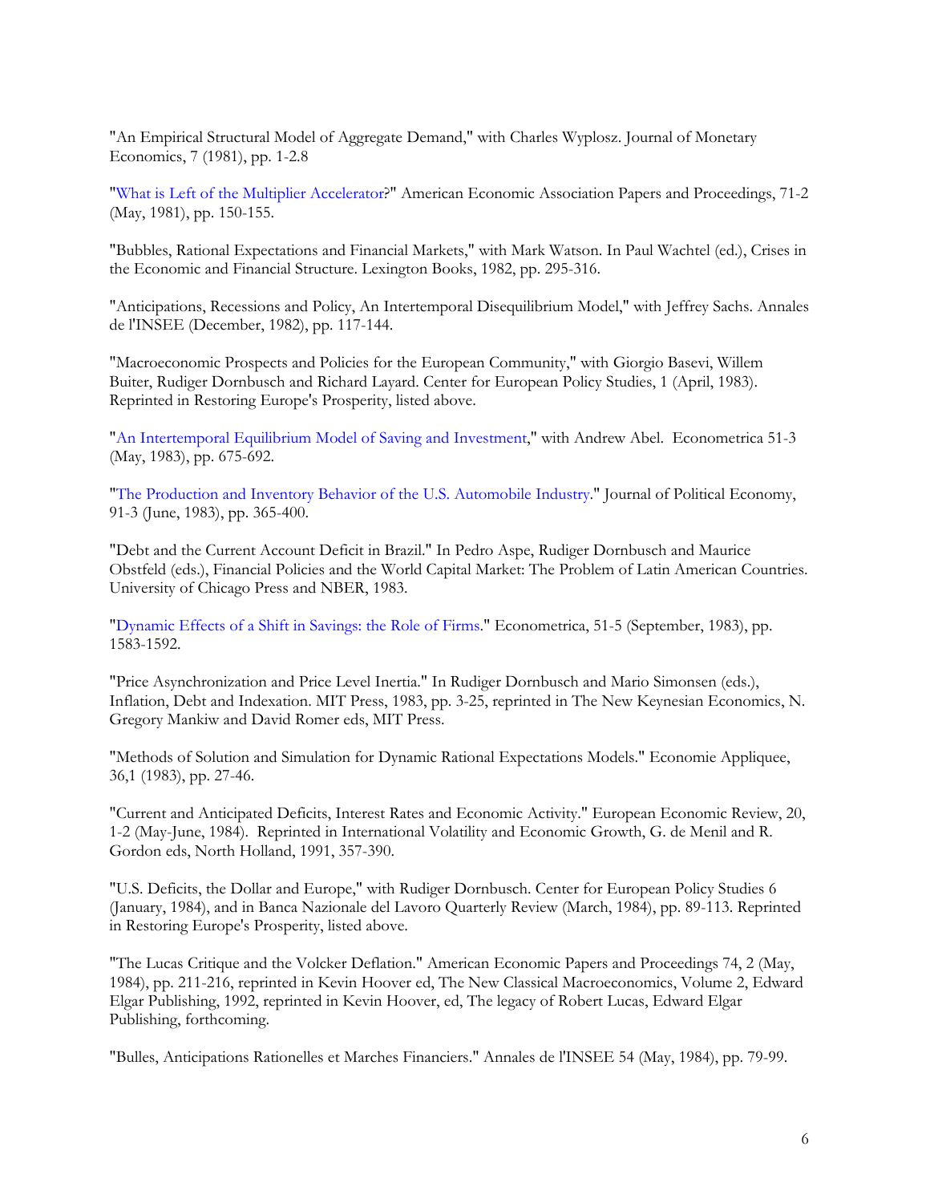"An Empirical Structural Model of Aggregate Demand," with Charles Wyplosz. Journal of Monetary Economics, 7 (1981), pp. 1-2.8

"What is Left of the Multiplier Accelerator?" American Economic Association Papers and Proceedings, 71-2 (May, 1981), pp. 150-155.

"Bubbles, Rational Expectations and Financial Markets," with Mark Watson. In Paul Wachtel (ed.), Crises in the Economic and Financial Structure. Lexington Books, 1982, pp. 295-316.

"Anticipations, Recessions and Policy, An Intertemporal Disequilibrium Model," with Jeffrey Sachs. Annales de l'INSEE (December, 1982), pp. 117-144.

"Macroeconomic Prospects and Policies for the European Community," with Giorgio Basevi, Willem Buiter, Rudiger Dornbusch and Richard Layard. Center for European Policy Studies, 1 (April, 1983). Reprinted in Restoring Europe's Prosperity, listed above.

"An Intertemporal Equilibrium Model of Saving and Investment," with Andrew Abel. Econometrica 51-3 (May, 1983), pp. 675-692.

"The Production and Inventory Behavior of the U.S. Automobile Industry." Journal of Political Economy, 91-3 (June, 1983), pp. 365-400.

"Debt and the Current Account Deficit in Brazil." In Pedro Aspe, Rudiger Dornbusch and Maurice Obstfeld (eds.), Financial Policies and the World Capital Market: The Problem of Latin American Countries. University of Chicago Press and NBER, 1983.

"Dynamic Effects of a Shift in Savings: the Role of Firms." Econometrica, 51-5 (September, 1983), pp. 1583-1592.

"Price Asynchronization and Price Level Inertia." In Rudiger Dornbusch and Mario Simonsen (eds.), Inflation, Debt and Indexation. MIT Press, 1983, pp. 3-25, reprinted in The New Keynesian Economics, N. Gregory Mankiw and David Romer eds, MIT Press.

"Methods of Solution and Simulation for Dynamic Rational Expectations Models." Economie Appliquee, 36,1 (1983), pp. 27-46.

"Current and Anticipated Deficits, Interest Rates and Economic Activity." European Economic Review, 20, 1-2 (May-June, 1984). Reprinted in International Volatility and Economic Growth, G. de Menil and R. Gordon eds, North Holland, 1991, 357-390.

"U.S. Deficits, the Dollar and Europe," with Rudiger Dornbusch. Center for European Policy Studies 6 (January, 1984), and in Banca Nazionale del Lavoro Quarterly Review (March, 1984), pp. 89-113. Reprinted in Restoring Europe's Prosperity, listed above.

"The Lucas Critique and the Volcker Deflation." American Economic Papers and Proceedings 74, 2 (May, 1984), pp. 211-216, reprinted in Kevin Hoover ed, The New Classical Macroeconomics, Volume 2, Edward Elgar Publishing, 1992, reprinted in Kevin Hoover, ed, The legacy of Robert Lucas, Edward Elgar Publishing, forthcoming.

"Bulles, Anticipations Rationelles et Marches Financiers." Annales de l'INSEE 54 (May, 1984), pp. 79-99.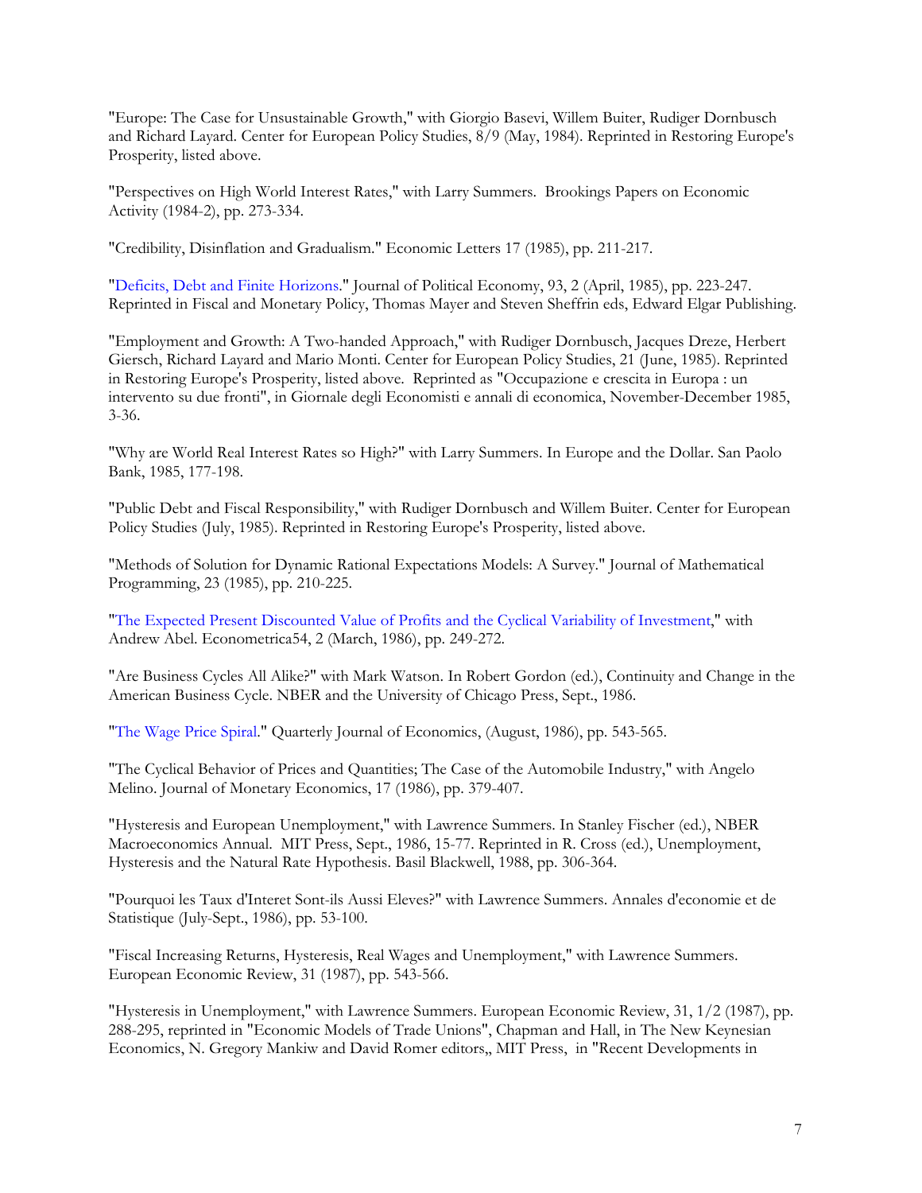"Europe: The Case for Unsustainable Growth," with Giorgio Basevi, Willem Buiter, Rudiger Dornbusch and Richard Layard. Center for European Policy Studies, 8/9 (May, 1984). Reprinted in Restoring Europe's Prosperity, listed above.

"Perspectives on High World Interest Rates," with Larry Summers. Brookings Papers on Economic Activity (1984-2), pp. 273-334.

"Credibility, Disinflation and Gradualism." Economic Letters 17 (1985), pp. 211-217.

"Deficits, Debt and Finite Horizons." Journal of Political Economy, 93, 2 (April, 1985), pp. 223-247. Reprinted in Fiscal and Monetary Policy, Thomas Mayer and Steven Sheffrin eds, Edward Elgar Publishing.

"Employment and Growth: A Two-handed Approach," with Rudiger Dornbusch, Jacques Dreze, Herbert Giersch, Richard Layard and Mario Monti. Center for European Policy Studies, 21 (June, 1985). Reprinted in Restoring Europe's Prosperity, listed above. Reprinted as "Occupazione e crescita in Europa : un intervento su due fronti", in Giornale degli Economisti e annali di economica, November-December 1985, 3-36.

"Why are World Real Interest Rates so High?" with Larry Summers. In Europe and the Dollar. San Paolo Bank, 1985, 177-198.

"Public Debt and Fiscal Responsibility," with Rudiger Dornbusch and Willem Buiter. Center for European Policy Studies (July, 1985). Reprinted in Restoring Europe's Prosperity, listed above.

"Methods of Solution for Dynamic Rational Expectations Models: A Survey." Journal of Mathematical Programming, 23 (1985), pp. 210-225.

"The Expected Present Discounted Value of Profits and the Cyclical Variability of Investment," with Andrew Abel. Econometrica54, 2 (March, 1986), pp. 249-272.

"Are Business Cycles All Alike?" with Mark Watson. In Robert Gordon (ed.), Continuity and Change in the American Business Cycle. NBER and the University of Chicago Press, Sept., 1986.

"The Wage Price Spiral." Quarterly Journal of Economics, (August, 1986), pp. 543-565.

"The Cyclical Behavior of Prices and Quantities; The Case of the Automobile Industry," with Angelo Melino. Journal of Monetary Economics, 17 (1986), pp. 379-407.

"Hysteresis and European Unemployment," with Lawrence Summers. In Stanley Fischer (ed.), NBER Macroeconomics Annual. MIT Press, Sept., 1986, 15-77. Reprinted in R. Cross (ed.), Unemployment, Hysteresis and the Natural Rate Hypothesis. Basil Blackwell, 1988, pp. 306-364.

"Pourquoi les Taux d'Interet Sont-ils Aussi Eleves?" with Lawrence Summers. Annales d'economie et de Statistique (July-Sept., 1986), pp. 53-100.

"Fiscal Increasing Returns, Hysteresis, Real Wages and Unemployment," with Lawrence Summers. European Economic Review, 31 (1987), pp. 543-566.

"Hysteresis in Unemployment," with Lawrence Summers. European Economic Review, 31, 1/2 (1987), pp. 288-295, reprinted in "Economic Models of Trade Unions", Chapman and Hall, in The New Keynesian Economics, N. Gregory Mankiw and David Romer editors,, MIT Press, in "Recent Developments in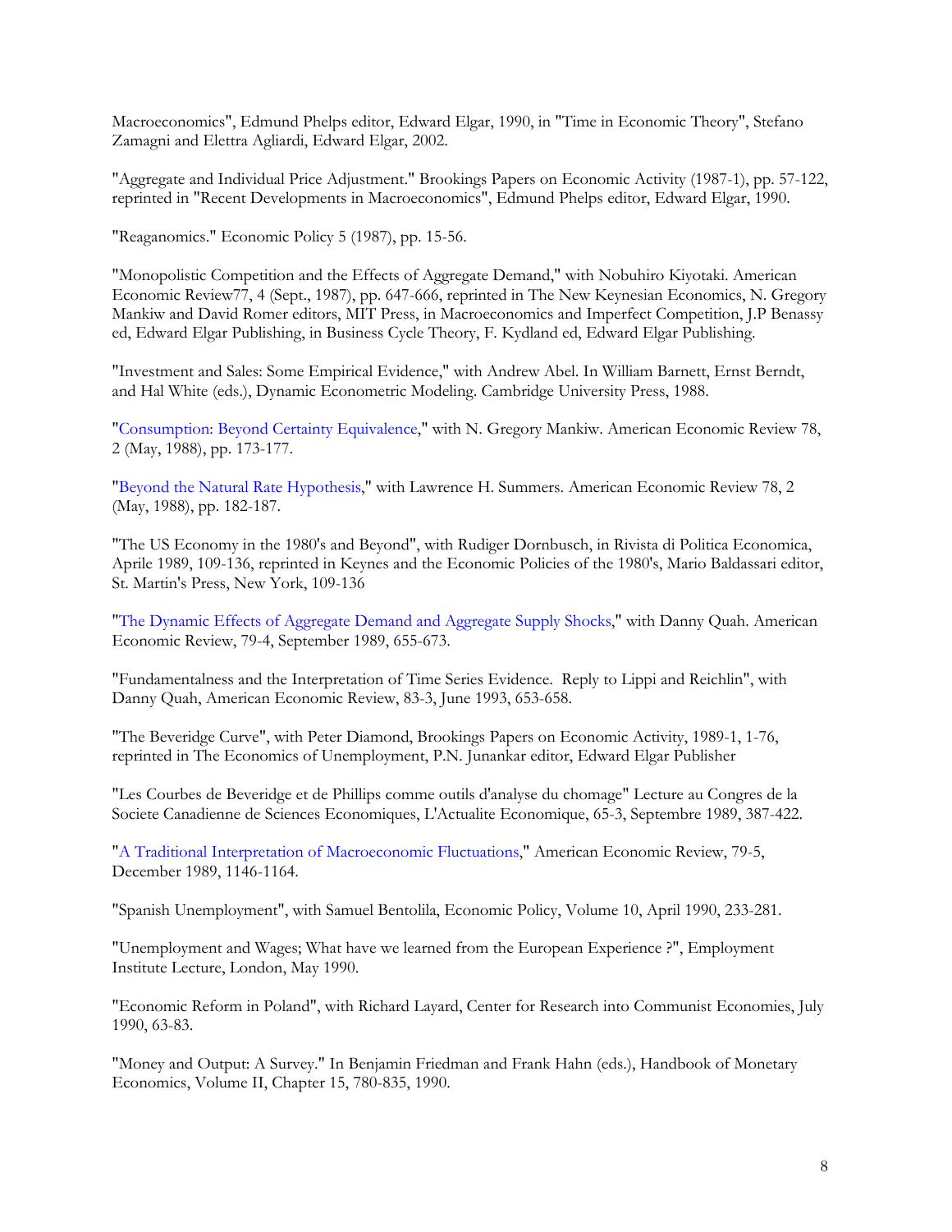Macroeconomics", Edmund Phelps editor, Edward Elgar, 1990, in "Time in Economic Theory", Stefano Zamagni and Elettra Agliardi, Edward Elgar, 2002.

"Aggregate and Individual Price Adjustment." Brookings Papers on Economic Activity (1987-1), pp. 57-122, reprinted in "Recent Developments in Macroeconomics", Edmund Phelps editor, Edward Elgar, 1990.

"Reaganomics." Economic Policy 5 (1987), pp. 15-56.

"Monopolistic Competition and the Effects of Aggregate Demand," with Nobuhiro Kiyotaki. American Economic Review77, 4 (Sept., 1987), pp. 647-666, reprinted in The New Keynesian Economics, N. Gregory Mankiw and David Romer editors, MIT Press, in Macroeconomics and Imperfect Competition, J.P Benassy ed, Edward Elgar Publishing, in Business Cycle Theory, F. Kydland ed, Edward Elgar Publishing.

"Investment and Sales: Some Empirical Evidence," with Andrew Abel. In William Barnett, Ernst Berndt, and Hal White (eds.), Dynamic Econometric Modeling. Cambridge University Press, 1988.

"Consumption: Beyond Certainty Equivalence," with N. Gregory Mankiw. American Economic Review 78, 2 (May, 1988), pp. 173-177.

"Beyond the Natural Rate Hypothesis," with Lawrence H. Summers. American Economic Review 78, 2 (May, 1988), pp. 182-187.

"The US Economy in the 1980's and Beyond", with Rudiger Dornbusch, in Rivista di Politica Economica, Aprile 1989, 109-136, reprinted in Keynes and the Economic Policies of the 1980's, Mario Baldassari editor, St. Martin's Press, New York, 109-136

"The Dynamic Effects of Aggregate Demand and Aggregate Supply Shocks," with Danny Quah. American Economic Review, 79-4, September 1989, 655-673.

"Fundamentalness and the Interpretation of Time Series Evidence. Reply to Lippi and Reichlin", with Danny Quah, American Economic Review, 83-3, June 1993, 653-658.

"The Beveridge Curve", with Peter Diamond, Brookings Papers on Economic Activity, 1989-1, 1-76, reprinted in The Economics of Unemployment, P.N. Junankar editor, Edward Elgar Publisher

"Les Courbes de Beveridge et de Phillips comme outils d'analyse du chomage" Lecture au Congres de la Societe Canadienne de Sciences Economiques, L'Actualite Economique, 65-3, Septembre 1989, 387-422.

"A Traditional Interpretation of Macroeconomic Fluctuations," American Economic Review, 79-5, December 1989, 1146-1164.

"Spanish Unemployment", with Samuel Bentolila, Economic Policy, Volume 10, April 1990, 233-281.

"Unemployment and Wages; What have we learned from the European Experience ?", Employment Institute Lecture, London, May 1990.

"Economic Reform in Poland", with Richard Layard, Center for Research into Communist Economies, July 1990, 63-83.

"Money and Output: A Survey." In Benjamin Friedman and Frank Hahn (eds.), Handbook of Monetary Economics, Volume II, Chapter 15, 780-835, 1990.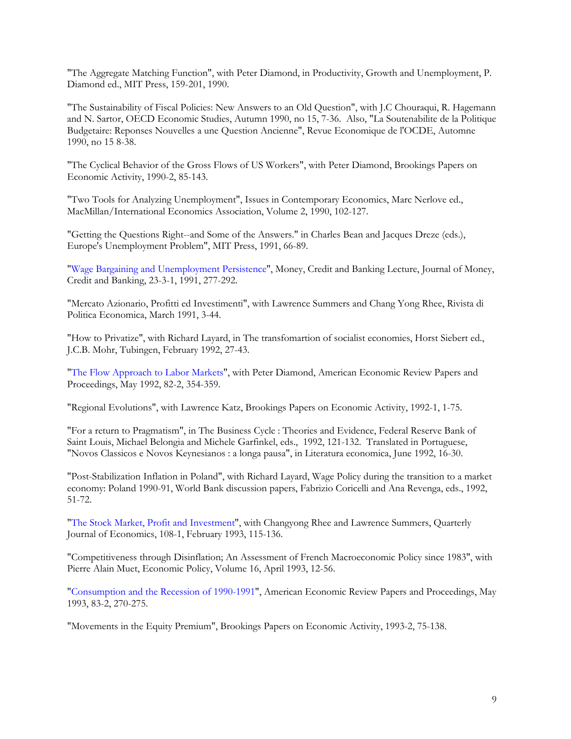"The Aggregate Matching Function", with Peter Diamond, in Productivity, Growth and Unemployment, P. Diamond ed., MIT Press, 159-201, 1990.

"The Sustainability of Fiscal Policies: New Answers to an Old Question", with J.C Chouraqui, R. Hagemann and N. Sartor, OECD Economic Studies, Autumn 1990, no 15, 7-36. Also, "La Soutenabilite de la Politique Budgetaire: Reponses Nouvelles a une Question Ancienne", Revue Economique de l'OCDE, Automne 1990, no 15 8-38.

"The Cyclical Behavior of the Gross Flows of US Workers", with Peter Diamond, Brookings Papers on Economic Activity, 1990-2, 85-143.

"Two Tools for Analyzing Unemployment", Issues in Contemporary Economics, Marc Nerlove ed., MacMillan/International Economics Association, Volume 2, 1990, 102-127.

"Getting the Questions Right--and Some of the Answers." in Charles Bean and Jacques Dreze (eds.), Europe's Unemployment Problem", MIT Press, 1991, 66-89.

"Wage Bargaining and Unemployment Persistence", Money, Credit and Banking Lecture, Journal of Money, Credit and Banking, 23-3-1, 1991, 277-292.

"Mercato Azionario, Profitti ed Investimenti", with Lawrence Summers and Chang Yong Rhee, Rivista di Politica Economica, March 1991, 3-44.

"How to Privatize", with Richard Layard, in The transfomartion of socialist economies, Horst Siebert ed., J.C.B. Mohr, Tubingen, February 1992, 27-43.

"The Flow Approach to Labor Markets", with Peter Diamond, American Economic Review Papers and Proceedings, May 1992, 82-2, 354-359.

"Regional Evolutions", with Lawrence Katz, Brookings Papers on Economic Activity, 1992-1, 1-75.

"For a return to Pragmatism", in The Business Cycle : Theories and Evidence, Federal Reserve Bank of Saint Louis, Michael Belongia and Michele Garfinkel, eds., 1992, 121-132. Translated in Portuguese, "Novos Classicos e Novos Keynesianos : a longa pausa", in Literatura economica, June 1992, 16-30.

"Post-Stabilization Inflation in Poland", with Richard Layard, Wage Policy during the transition to a market economy: Poland 1990-91, World Bank discussion papers, Fabrizio Coricelli and Ana Revenga, eds., 1992, 51-72.

"The Stock Market, Profit and Investment", with Changyong Rhee and Lawrence Summers, Quarterly Journal of Economics, 108-1, February 1993, 115-136.

"Competitiveness through Disinflation; An Assessment of French Macroeconomic Policy since 1983", with Pierre Alain Muet, Economic Policy, Volume 16, April 1993, 12-56.

"Consumption and the Recession of 1990-1991", American Economic Review Papers and Proceedings, May 1993, 83-2, 270-275.

"Movements in the Equity Premium", Brookings Papers on Economic Activity, 1993-2, 75-138.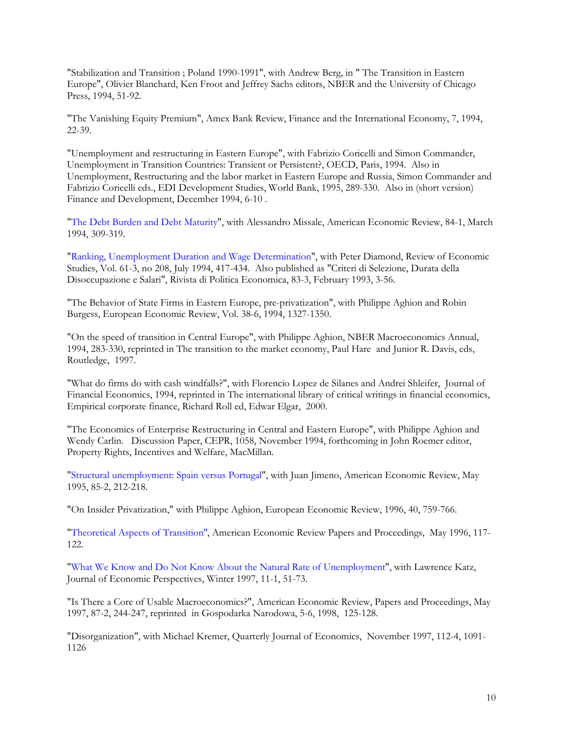"Stabilization and Transition ; Poland 1990-1991", with Andrew Berg, in " The Transition in Eastern Europe", Olivier Blanchard, Ken Froot and Jeffrey Sachs editors, NBER and the University of Chicago Press, 1994, 51-92.

"The Vanishing Equity Premium", Amex Bank Review, Finance and the International Economy, 7, 1994, 22-39.

"Unemployment and restructuring in Eastern Europe", with Fabrizio Coricelli and Simon Commander, Unemployment in Transition Countries: Transient or Persistent?, OECD, Paris, 1994. Also in Unemployment, Restructuring and the labor market in Eastern Europe and Russia, Simon Commander and Fabrizio Coricelli eds., EDI Development Studies, World Bank, 1995, 289-330. Also in (short version) Finance and Development, December 1994, 6-10 .

"The Debt Burden and Debt Maturity", with Alessandro Missale, American Economic Review, 84-1, March 1994, 309-319.

"Ranking, Unemployment Duration and Wage Determination", with Peter Diamond, Review of Economic Studies, Vol. 61-3, no 208, July 1994, 417-434. Also published as "Criteri di Selezione, Durata della Disoccupazione e Salari", Rivista di Politica Economica, 83-3, February 1993, 3-56.

"The Behavior of State Firms in Eastern Europe, pre-privatization", with Philippe Aghion and Robin Burgess, European Economic Review, Vol. 38-6, 1994, 1327-1350.

"On the speed of transition in Central Europe", with Philippe Aghion, NBER Macroeconomics Annual, 1994, 283-330, reprinted in The transition to the market economy, Paul Hare and Junior R. Davis, eds, Routledge, 1997.

"What do firms do with cash windfalls?", with Florencio Lopez de Silanes and Andrei Shleifer, Journal of Financial Economics, 1994, reprinted in The international library of critical writings in financial economics, Empirical corporate finance, Richard Roll ed, Edwar Elgar, 2000.

"The Economics of Enterprise Restructuring in Central and Eastern Europe", with Philippe Aghion and Wendy Carlin. Discussion Paper, CEPR, 1058, November 1994, forthcoming in John Roemer editor, Property Rights, Incentives and Welfare, MacMillan.

"Structural unemployment: Spain versus Portugal", with Juan Jimeno, American Economic Review, May 1995, 85-2, 212-218.

"On Insider Privatization," with Philippe Aghion, European Economic Review, 1996, 40, 759-766.

"Theoretical Aspects of Transition", American Economic Review Papers and Proceedings, May 1996, 117-122.

"What We Know and Do Not Know About the Natural Rate of Unemployment", with Lawrence Katz, Journal of Economic Perspectives, Winter 1997, 11-1, 51-73.

"Is There a Core of Usable Macroeconomics?", American Economic Review, Papers and Proceedings, May 1997, 87-2, 244-247, reprinted in Gospodarka Narodowa, 5-6, 1998, 125-128.

"Disorganization", with Michael Kremer, Quarterly Journal of Economics, November 1997, 112-4, 1091-1126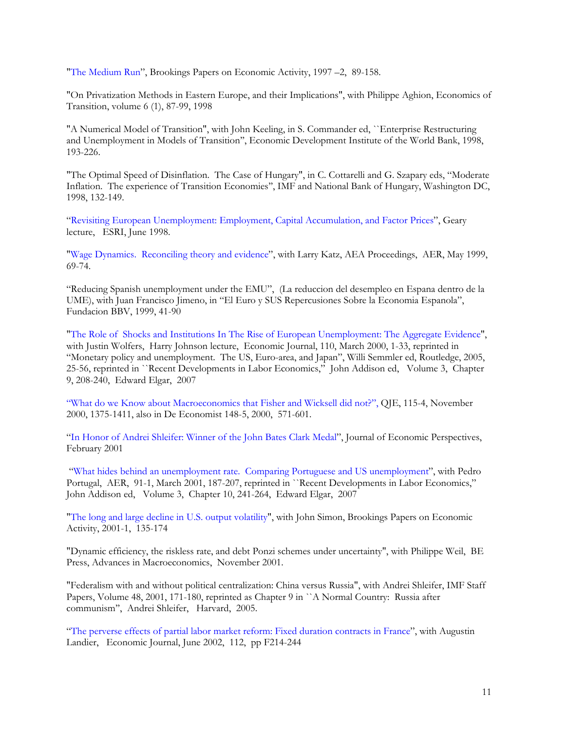"The Medium Run", Brookings Papers on Economic Activity, 1997 –2, 89-158.

"On Privatization Methods in Eastern Europe, and their Implications", with Philippe Aghion, Economics of Transition, volume 6 (1), 87-99, 1998

"A Numerical Model of Transition", with John Keeling, in S. Commander ed, ``Enterprise Restructuring and Unemployment in Models of Transition", Economic Development Institute of the World Bank, 1998, 193-226.

"The Optimal Speed of Disinflation. The Case of Hungary", in C. Cottarelli and G. Szapary eds, "Moderate Inflation. The experience of Transition Economies", IMF and National Bank of Hungary, Washington DC, 1998, 132-149.

"Revisiting European Unemployment: Employment, Capital Accumulation, and Factor Prices", Geary lecture, ESRI, June 1998.

"Wage Dynamics. Reconciling theory and evidence", with Larry Katz, AEA Proceedings, AER, May 1999, 69-74.

"Reducing Spanish unemployment under the EMU", (La reduccion del desempleo en Espana dentro de la UME), with Juan Francisco Jimeno, in "El Euro y SUS Repercusiones Sobre la Economia Espanola", Fundacion BBV, 1999, 41-90

"The Role of Shocks and Institutions In The Rise of European Unemployment: The Aggregate Evidence", with Justin Wolfers, Harry Johnson lecture, Economic Journal, 110, March 2000, 1-33, reprinted in "Monetary policy and unemployment. The US, Euro-area, and Japan", Willi Semmler ed, Routledge, 2005, 25-56, reprinted in ``Recent Developments in Labor Economics," John Addison ed, Volume 3, Chapter 9, 208-240, Edward Elgar, 2007

"What do we Know about Macroeconomics that Fisher and Wicksell did not?", QJE, 115-4, November 2000, 1375-1411, also in De Economist 148-5, 2000, 571-601.

"In Honor of Andrei Shleifer: Winner of the John Bates Clark Medal", Journal of Economic Perspectives, February 2001

"What hides behind an unemployment rate. Comparing Portuguese and US unemployment", with Pedro Portugal, AER, 91-1, March 2001, 187-207, reprinted in ``Recent Developments in Labor Economics," John Addison ed, Volume 3, Chapter 10, 241-264, Edward Elgar, 2007

"The long and large decline in U.S. output volatility", with John Simon, Brookings Papers on Economic Activity, 2001-1, 135-174

"Dynamic efficiency, the riskless rate, and debt Ponzi schemes under uncertainty", with Philippe Weil, BE Press, Advances in Macroeconomics, November 2001.

"Federalism with and without political centralization: China versus Russia", with Andrei Shleifer, IMF Staff Papers, Volume 48, 2001, 171-180, reprinted as Chapter 9 in ``A Normal Country: Russia after communism", Andrei Shleifer, Harvard, 2005.

"The perverse effects of partial labor market reform: Fixed duration contracts in France", with Augustin Landier, Economic Journal, June 2002, 112, pp F214-244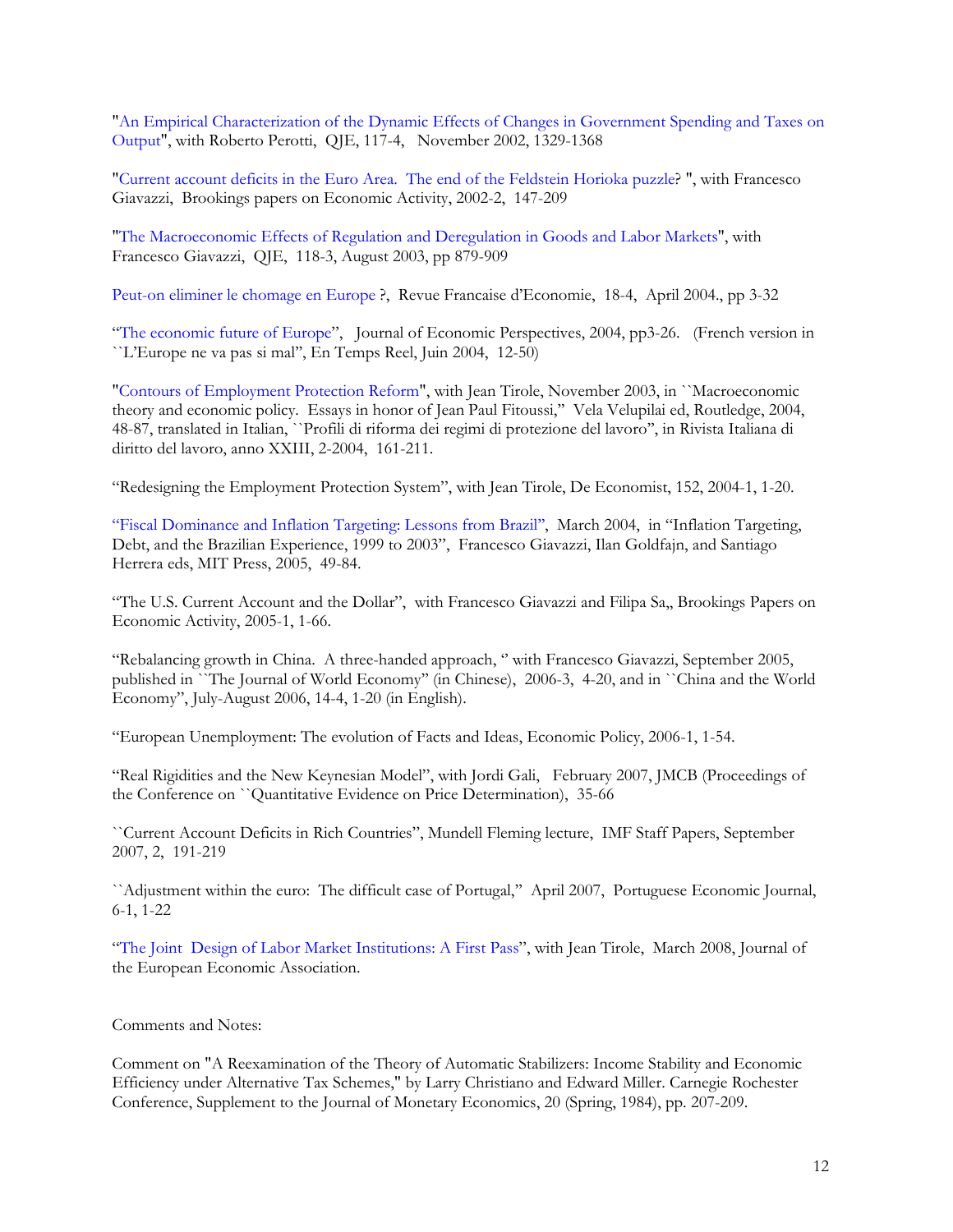"An Empirical Characterization of the Dynamic Effects of Changes in Government Spending and Taxes on Output", with Roberto Perotti, QJE, 117-4, November 2002, 1329-1368

"Current account deficits in the Euro Area. The end of the Feldstein Horioka puzzle? ", with Francesco Giavazzi, Brookings papers on Economic Activity, 2002-2, 147-209

"The Macroeconomic Effects of Regulation and Deregulation in Goods and Labor Markets", with Francesco Giavazzi, QJE, 118-3, August 2003, pp 879-909

Peut-on eliminer le chomage en Europe ?, Revue Francaise d'Economie, 18-4, April 2004., pp 3-32

"The economic future of Europe", Journal of Economic Perspectives, 2004, pp3-26. (French version in ``L'Europe ne va pas si mal", En Temps Reel, Juin 2004, 12-50)

"Contours of Employment Protection Reform", with Jean Tirole, November 2003, in ``Macroeconomic theory and economic policy. Essays in honor of Jean Paul Fitoussi," Vela Velupilai ed, Routledge, 2004, 48-87, translated in Italian, ``Profili di riforma dei regimi di protezione del lavoro", in Rivista Italiana di diritto del lavoro, anno XXIII, 2-2004, 161-211.

"Redesigning the Employment Protection System", with Jean Tirole, De Economist, 152, 2004-1, 1-20.

"Fiscal Dominance and Inflation Targeting: Lessons from Brazil", March 2004, in "Inflation Targeting, Debt, and the Brazilian Experience, 1999 to 2003", Francesco Giavazzi, Ilan Goldfajn, and Santiago Herrera eds, MIT Press, 2005, 49-84.

"The U.S. Current Account and the Dollar", with Francesco Giavazzi and Filipa Sa,, Brookings Papers on Economic Activity, 2005-1, 1-66.

"Rebalancing growth in China. A three-handed approach, " with Francesco Giavazzi, September 2005, published in ``The Journal of World Economy" (in Chinese), 2006-3, 4-20, and in ``China and the World Economy", July-August 2006, 14-4, 1-20 (in English).

"European Unemployment: The evolution of Facts and Ideas, Economic Policy, 2006-1, 1-54.

"Real Rigidities and the New Keynesian Model", with Jordi Gali, February 2007, JMCB (Proceedings of the Conference on ``Quantitative Evidence on Price Determination), 35-66

``Current Account Deficits in Rich Countries", Mundell Fleming lecture, IMF Staff Papers, September 2007, 2, 191-219

``Adjustment within the euro: The difficult case of Portugal," April 2007, Portuguese Economic Journal, 6-1, 1-22

"The Joint Design of Labor Market Institutions: A First Pass", with Jean Tirole, March 2008, Journal of the European Economic Association.

Comments and Notes:

Comment on "A Reexamination of the Theory of Automatic Stabilizers: Income Stability and Economic Efficiency under Alternative Tax Schemes," by Larry Christiano and Edward Miller. Carnegie Rochester Conference, Supplement to the Journal of Monetary Economics, 20 (Spring, 1984), pp. 207-209.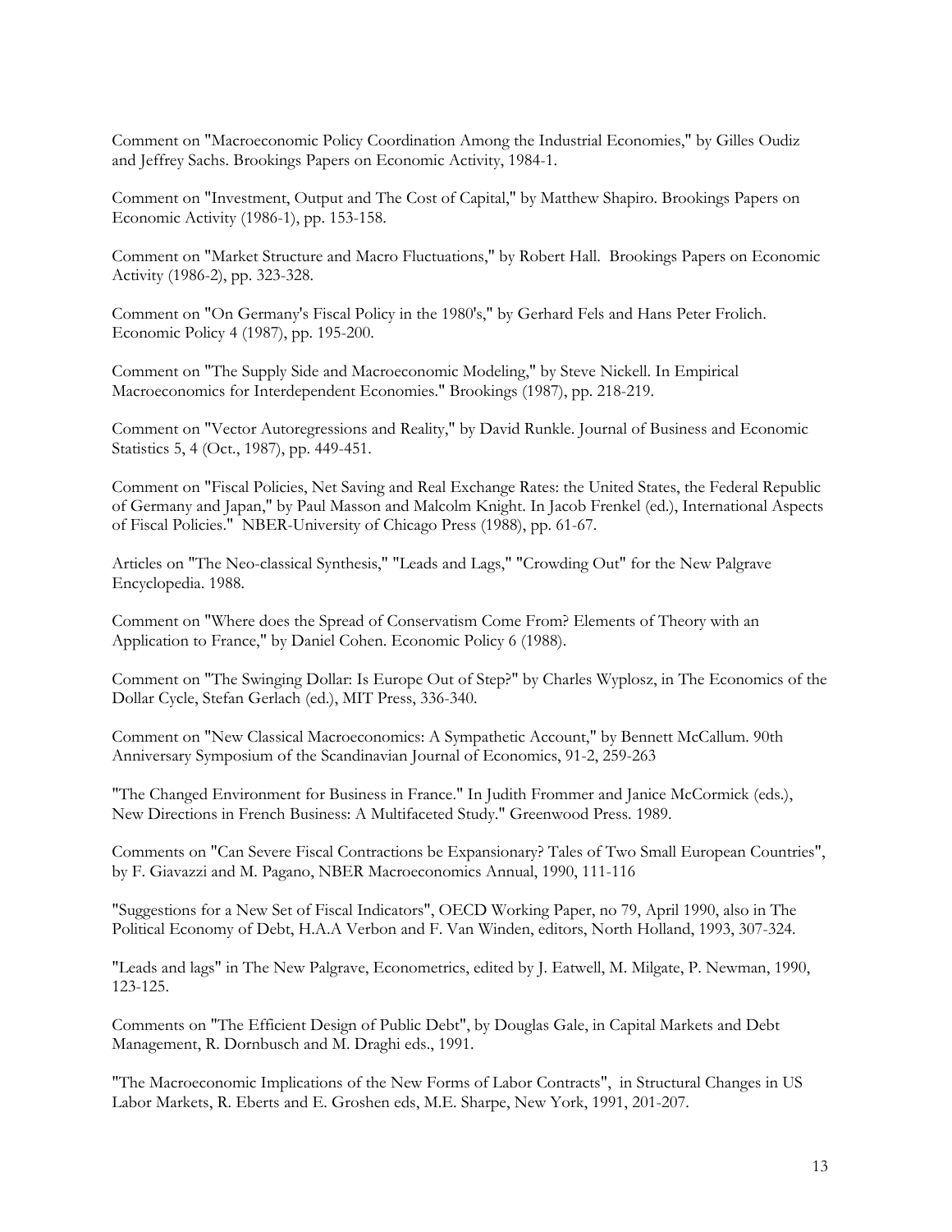Comment on "Macroeconomic Policy Coordination Among the Industrial Economies," by Gilles Oudiz and Jeffrey Sachs. Brookings Papers on Economic Activity, 1984-1.

Comment on "Investment, Output and The Cost of Capital," by Matthew Shapiro. Brookings Papers on Economic Activity (1986-1), pp. 153-158.

Comment on "Market Structure and Macro Fluctuations," by Robert Hall. Brookings Papers on Economic Activity (1986-2), pp. 323-328.

Comment on "On Germany's Fiscal Policy in the 1980's," by Gerhard Fels and Hans Peter Frolich. Economic Policy 4 (1987), pp. 195-200.

Comment on "The Supply Side and Macroeconomic Modeling," by Steve Nickell. In Empirical Macroeconomics for Interdependent Economies." Brookings (1987), pp. 218-219.

Comment on "Vector Autoregressions and Reality," by David Runkle. Journal of Business and Economic Statistics 5, 4 (Oct., 1987), pp. 449-451.

Comment on "Fiscal Policies, Net Saving and Real Exchange Rates: the United States, the Federal Republic of Germany and Japan," by Paul Masson and Malcolm Knight. In Jacob Frenkel (ed.), International Aspects of Fiscal Policies." NBER-University of Chicago Press (1988), pp. 61-67.

Articles on "The Neo-classical Synthesis," "Leads and Lags," "Crowding Out" for the New Palgrave Encyclopedia. 1988.

Comment on "Where does the Spread of Conservatism Come From? Elements of Theory with an Application to France," by Daniel Cohen. Economic Policy 6 (1988).

Comment on "The Swinging Dollar: Is Europe Out of Step?" by Charles Wyplosz, in The Economics of the Dollar Cycle, Stefan Gerlach (ed.), MIT Press, 336-340.

Comment on "New Classical Macroeconomics: A Sympathetic Account," by Bennett McCallum. 90th Anniversary Symposium of the Scandinavian Journal of Economics, 91-2, 259-263

"The Changed Environment for Business in France." In Judith Frommer and Janice McCormick (eds.), New Directions in French Business: A Multifaceted Study." Greenwood Press. 1989.

Comments on "Can Severe Fiscal Contractions be Expansionary? Tales of Two Small European Countries", by F. Giavazzi and M. Pagano, NBER Macroeconomics Annual, 1990, 111-116

"Suggestions for a New Set of Fiscal Indicators", OECD Working Paper, no 79, April 1990, also in The Political Economy of Debt, H.A.A Verbon and F. Van Winden, editors, North Holland, 1993, 307-324.

"Leads and lags" in The New Palgrave, Econometrics, edited by J. Eatwell, M. Milgate, P. Newman, 1990, 123-125.

Comments on "The Efficient Design of Public Debt", by Douglas Gale, in Capital Markets and Debt Management, R. Dornbusch and M. Draghi eds., 1991.

"The Macroeconomic Implications of the New Forms of Labor Contracts", in Structural Changes in US Labor Markets, R. Eberts and E. Groshen eds, M.E. Sharpe, New York, 1991, 201-207.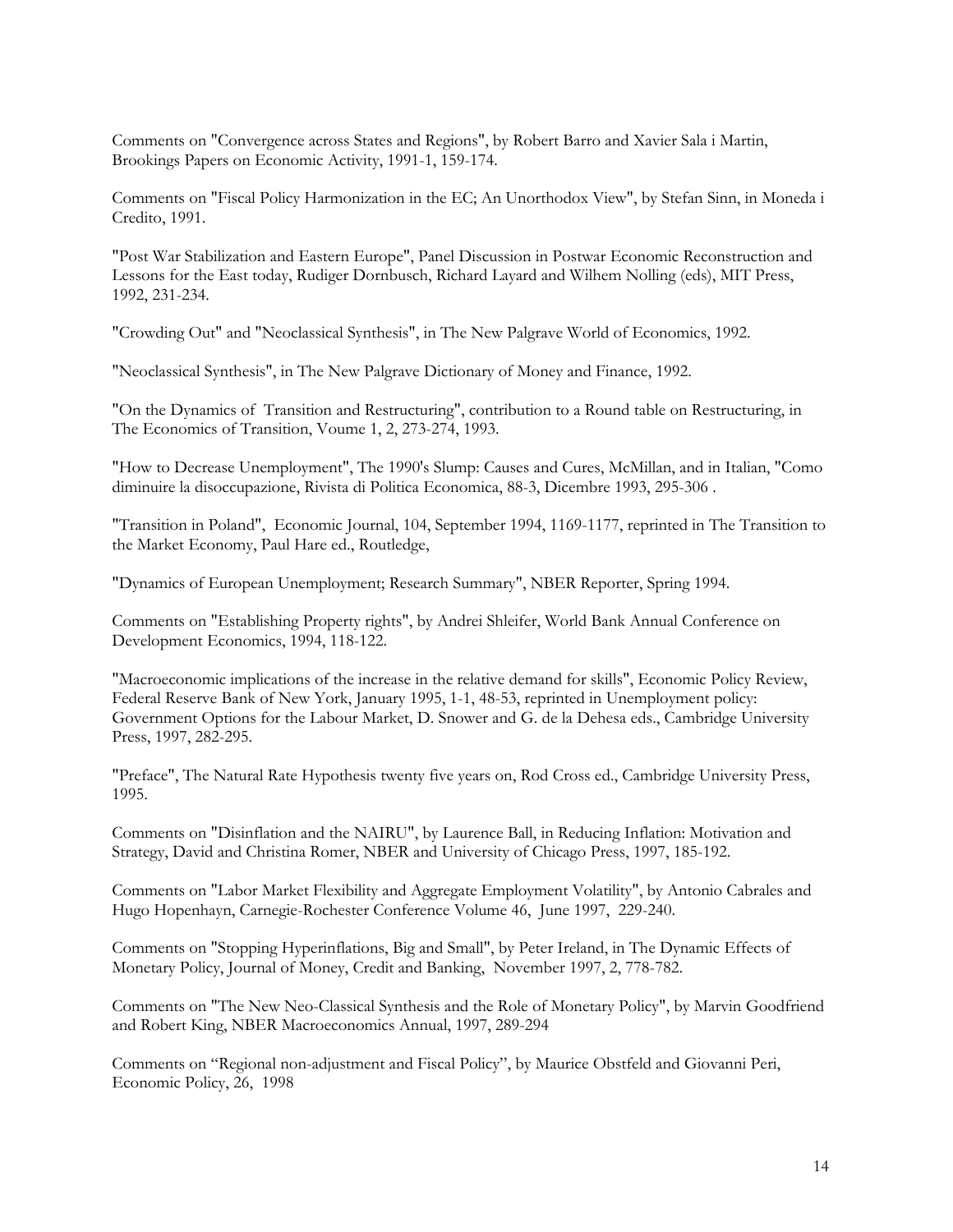Comments on "Convergence across States and Regions", by Robert Barro and Xavier Sala i Martin, Brookings Papers on Economic Activity, 1991-1, 159-174.

Comments on "Fiscal Policy Harmonization in the EC; An Unorthodox View", by Stefan Sinn, in Moneda i Credito, 1991.

"Post War Stabilization and Eastern Europe", Panel Discussion in Postwar Economic Reconstruction and Lessons for the East today, Rudiger Dornbusch, Richard Layard and Wilhem Nolling (eds), MIT Press, 1992, 231-234.

"Crowding Out" and "Neoclassical Synthesis", in The New Palgrave World of Economics, 1992.

"Neoclassical Synthesis", in The New Palgrave Dictionary of Money and Finance, 1992.

"On the Dynamics of Transition and Restructuring", contribution to a Round table on Restructuring, in The Economics of Transition, Voume 1, 2, 273-274, 1993.

"How to Decrease Unemployment", The 1990's Slump: Causes and Cures, McMillan, and in Italian, "Como diminuire la disoccupazione, Rivista di Politica Economica, 88-3, Dicembre 1993, 295-306 .

"Transition in Poland", Economic Journal, 104, September 1994, 1169-1177, reprinted in The Transition to the Market Economy, Paul Hare ed., Routledge,

"Dynamics of European Unemployment; Research Summary", NBER Reporter, Spring 1994.

Comments on "Establishing Property rights", by Andrei Shleifer, World Bank Annual Conference on Development Economics, 1994, 118-122.

"Macroeconomic implications of the increase in the relative demand for skills", Economic Policy Review, Federal Reserve Bank of New York, January 1995, 1-1, 48-53, reprinted in Unemployment policy: Government Options for the Labour Market, D. Snower and G. de la Dehesa eds., Cambridge University Press, 1997, 282-295.

"Preface", The Natural Rate Hypothesis twenty five years on, Rod Cross ed., Cambridge University Press, 1995.

Comments on "Disinflation and the NAIRU", by Laurence Ball, in Reducing Inflation: Motivation and Strategy, David and Christina Romer, NBER and University of Chicago Press, 1997, 185-192.

Comments on "Labor Market Flexibility and Aggregate Employment Volatility", by Antonio Cabrales and Hugo Hopenhayn, Carnegie-Rochester Conference Volume 46, June 1997, 229-240.

Comments on "Stopping Hyperinflations, Big and Small", by Peter Ireland, in The Dynamic Effects of Monetary Policy, Journal of Money, Credit and Banking, November 1997, 2, 778-782.

Comments on "The New Neo-Classical Synthesis and the Role of Monetary Policy", by Marvin Goodfriend and Robert King, NBER Macroeconomics Annual, 1997, 289-294

Comments on "Regional non-adjustment and Fiscal Policy", by Maurice Obstfeld and Giovanni Peri, Economic Policy, 26, 1998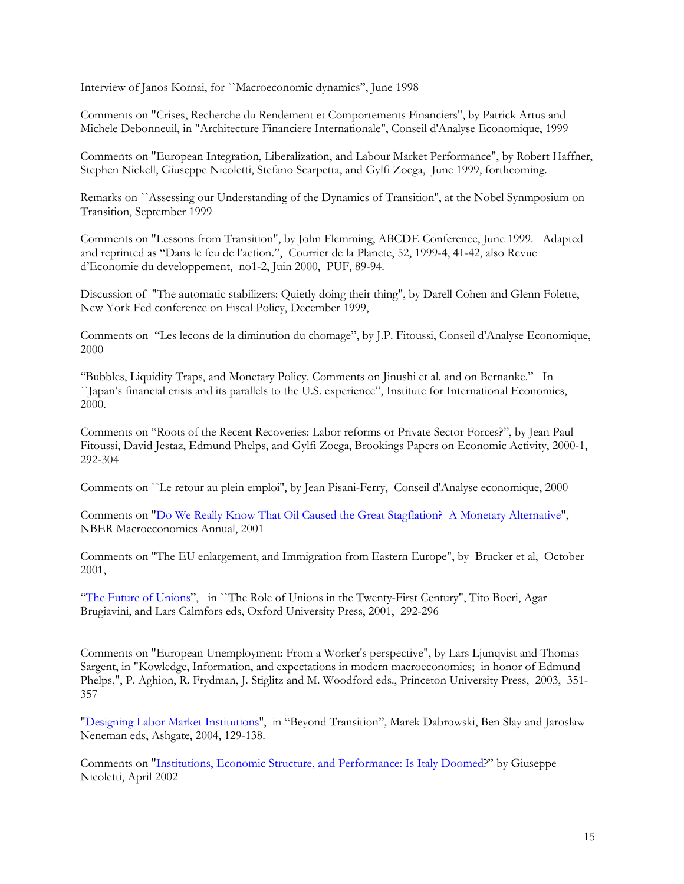Interview of Janos Kornai, for ``Macroeconomic dynamics", June 1998

Comments on "Crises, Recherche du Rendement et Comportements Financiers", by Patrick Artus and Michele Debonneuil, in "Architecture Financiere Internationale", Conseil d'Analyse Economique, 1999

Comments on "European Integration, Liberalization, and Labour Market Performance", by Robert Haffner, Stephen Nickell, Giuseppe Nicoletti, Stefano Scarpetta, and Gylfi Zoega, June 1999, forthcoming.

Remarks on ``Assessing our Understanding of the Dynamics of Transition", at the Nobel Synmposium on Transition, September 1999

Comments on "Lessons from Transition", by John Flemming, ABCDE Conference, June 1999. Adapted and reprinted as "Dans le feu de l'action.", Courrier de la Planete, 52, 1999-4, 41-42, also Revue d'Economie du developpement, no1-2, Juin 2000, PUF, 89-94.

Discussion of "The automatic stabilizers: Quietly doing their thing", by Darell Cohen and Glenn Folette, New York Fed conference on Fiscal Policy, December 1999,

Comments on "Les lecons de la diminution du chomage", by J.P. Fitoussi, Conseil d'Analyse Economique, 2000

"Bubbles, Liquidity Traps, and Monetary Policy. Comments on Jinushi et al. and on Bernanke." In ``Japan's financial crisis and its parallels to the U.S. experience", Institute for International Economics, 2000.

Comments on "Roots of the Recent Recoveries: Labor reforms or Private Sector Forces?", by Jean Paul Fitoussi, David Jestaz, Edmund Phelps, and Gylfi Zoega, Brookings Papers on Economic Activity, 2000-1, 292-304

Comments on ``Le retour au plein emploi", by Jean Pisani-Ferry, Conseil d'Analyse economique, 2000

Comments on "Do We Really Know That Oil Caused the Great Stagflation? A Monetary Alternative", NBER Macroeconomics Annual, 2001

Comments on "The EU enlargement, and Immigration from Eastern Europe", by Brucker et al, October 2001,

"The Future of Unions", in ``The Role of Unions in the Twenty-First Century", Tito Boeri, Agar Brugiavini, and Lars Calmfors eds, Oxford University Press, 2001, 292-296

Comments on "European Unemployment: From a Worker's perspective", by Lars Ljunqvist and Thomas Sargent, in "Kowledge, Information, and expectations in modern macroeconomics; in honor of Edmund Phelps,", P. Aghion, R. Frydman, J. Stiglitz and M. Woodford eds., Princeton University Press, 2003, 351-357

"Designing Labor Market Institutions", in "Beyond Transition", Marek Dabrowski, Ben Slay and Jaroslaw Neneman eds, Ashgate, 2004, 129-138.

Comments on "Institutions, Economic Structure, and Performance: Is Italy Doomed?" by Giuseppe Nicoletti, April 2002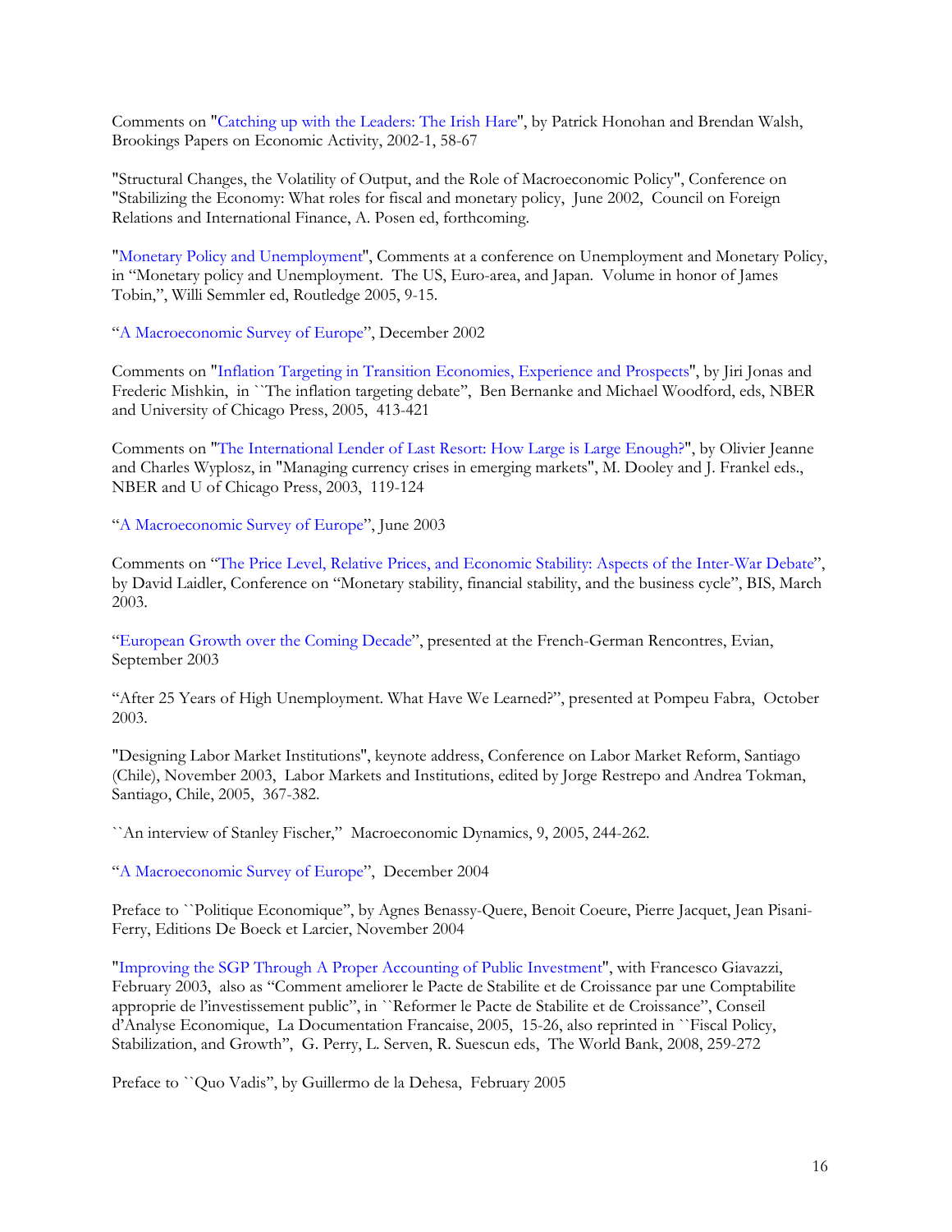Comments on "Catching up with the Leaders: The Irish Hare", by Patrick Honohan and Brendan Walsh, Brookings Papers on Economic Activity, 2002-1, 58-67

"Structural Changes, the Volatility of Output, and the Role of Macroeconomic Policy", Conference on "Stabilizing the Economy: What roles for fiscal and monetary policy, June 2002, Council on Foreign Relations and International Finance, A. Posen ed, forthcoming.

"Monetary Policy and Unemployment", Comments at a conference on Unemployment and Monetary Policy, in "Monetary policy and Unemployment. The US, Euro-area, and Japan. Volume in honor of James Tobin,", Willi Semmler ed, Routledge 2005, 9-15.

"A Macroeconomic Survey of Europe", December 2002

Comments on "Inflation Targeting in Transition Economies, Experience and Prospects", by Jiri Jonas and Frederic Mishkin, in ``The inflation targeting debate", Ben Bernanke and Michael Woodford, eds, NBER and University of Chicago Press, 2005, 413-421

Comments on "The International Lender of Last Resort: How Large is Large Enough?", by Olivier Jeanne and Charles Wyplosz, in "Managing currency crises in emerging markets", M. Dooley and J. Frankel eds., NBER and U of Chicago Press, 2003, 119-124

"A Macroeconomic Survey of Europe", June 2003

Comments on "The Price Level, Relative Prices, and Economic Stability: Aspects of the Inter-War Debate", by David Laidler, Conference on "Monetary stability, financial stability, and the business cycle", BIS, March 2003.

"European Growth over the Coming Decade", presented at the French-German Rencontres, Evian, September 2003

"After 25 Years of High Unemployment. What Have We Learned?", presented at Pompeu Fabra, October 2003.

"Designing Labor Market Institutions", keynote address, Conference on Labor Market Reform, Santiago (Chile), November 2003, Labor Markets and Institutions, edited by Jorge Restrepo and Andrea Tokman, Santiago, Chile, 2005, 367-382.

``An interview of Stanley Fischer," Macroeconomic Dynamics, 9, 2005, 244-262.

"A Macroeconomic Survey of Europe", December 2004

Preface to ``Politique Economique", by Agnes Benassy-Quere, Benoit Coeure, Pierre Jacquet, Jean Pisani-Ferry, Editions De Boeck et Larcier, November 2004

"Improving the SGP Through A Proper Accounting of Public Investment", with Francesco Giavazzi, February 2003, also as "Comment ameliorer le Pacte de Stabilite et de Croissance par une Comptabilite approprie de l'investissement public", in ``Reformer le Pacte de Stabilite et de Croissance", Conseil d'Analyse Economique, La Documentation Francaise, 2005, 15-26, also reprinted in ``Fiscal Policy, Stabilization, and Growth", G. Perry, L. Serven, R. Suescun eds, The World Bank, 2008, 259-272

Preface to ``Quo Vadis", by Guillermo de la Dehesa, February 2005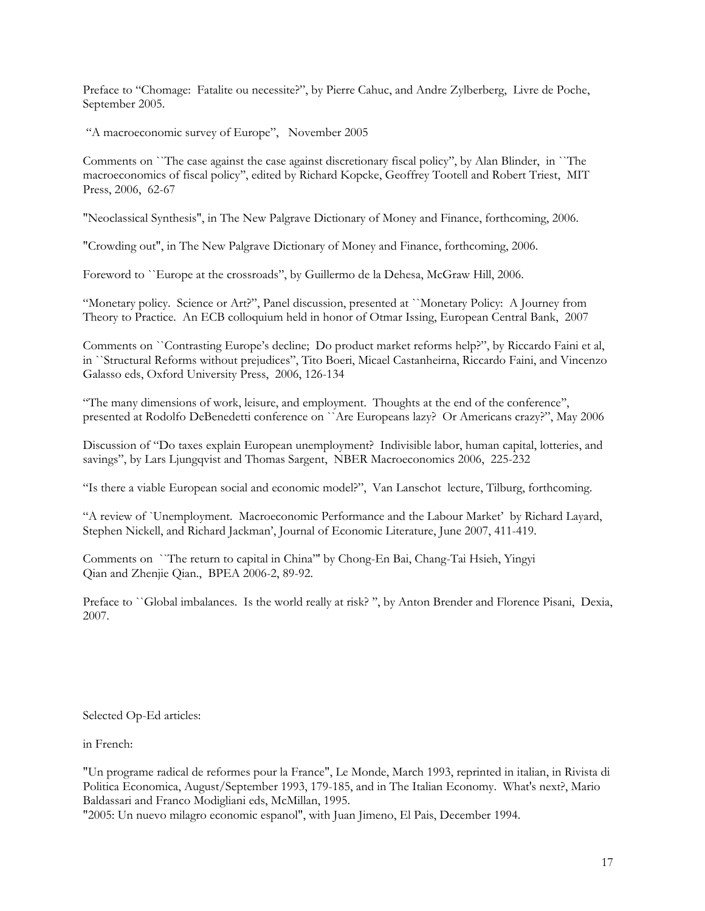Preface to "Chomage: Fatalite ou necessite?", by Pierre Cahuc, and Andre Zylberberg, Livre de Poche, September 2005.

"A macroeconomic survey of Europe", November 2005

Comments on ``The case against the case against discretionary fiscal policy", by Alan Blinder, in ``The macroeconomics of fiscal policy", edited by Richard Kopcke, Geoffrey Tootell and Robert Triest, MIT Press, 2006, 62-67

"Neoclassical Synthesis", in The New Palgrave Dictionary of Money and Finance, forthcoming, 2006.

"Crowding out", in The New Palgrave Dictionary of Money and Finance, forthcoming, 2006.

Foreword to ``Europe at the crossroads", by Guillermo de la Dehesa, McGraw Hill, 2006.

"Monetary policy. Science or Art?", Panel discussion, presented at ``Monetary Policy: A Journey from Theory to Practice. An ECB colloquium held in honor of Otmar Issing, European Central Bank, 2007

Comments on ``Contrasting Europe's decline; Do product market reforms help?", by Riccardo Faini et al, in ``Structural Reforms without prejudices", Tito Boeri, Micael Castanheirna, Riccardo Faini, and Vincenzo Galasso eds, Oxford University Press, 2006, 126-134

"The many dimensions of work, leisure, and employment. Thoughts at the end of the conference", presented at Rodolfo DeBenedetti conference on ``Are Europeans lazy? Or Americans crazy?", May 2006

Discussion of "Do taxes explain European unemployment? Indivisible labor, human capital, lotteries, and savings", by Lars Ljungqvist and Thomas Sargent, NBER Macroeconomics 2006, 225-232

"Is there a viable European social and economic model?", Van Lanschot lecture, Tilburg, forthcoming.

"A review of `Unemployment. Macroeconomic Performance and the Labour Market' by Richard Layard, Stephen Nickell, and Richard Jackman', Journal of Economic Literature, June 2007, 411-419.

Comments on ``The return to capital in China'" by Chong-En Bai, Chang-Tai Hsieh, Yingyi Qian and Zhenjie Qian., BPEA 2006-2, 89-92.

Preface to ``Global imbalances. Is the world really at risk? ", by Anton Brender and Florence Pisani, Dexia, 2007.

Selected Op-Ed articles:

in French:

"Un programe radical de reformes pour la France", Le Monde, March 1993, reprinted in italian, in Rivista di Politica Economica, August/September 1993, 179-185, and in The Italian Economy. What's next?, Mario Baldassari and Franco Modigliani eds, McMillan, 1995.

"2005: Un nuevo milagro economic espanol", with Juan Jimeno, El Pais, December 1994.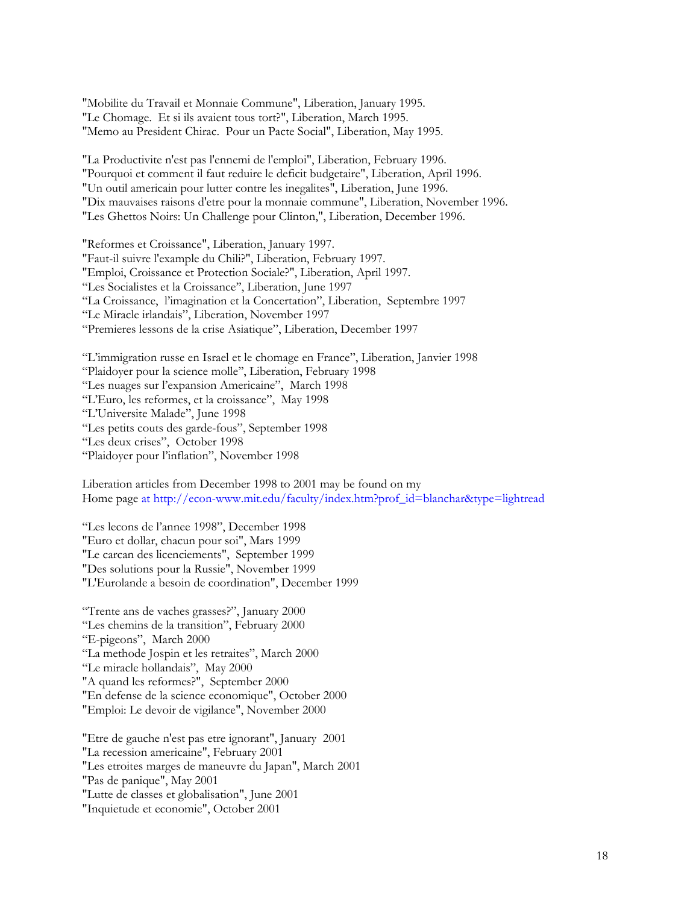"Mobilite du Travail et Monnaie Commune", Liberation, January 1995.
"Le Chomage. Et si ils avaient tous tort?", Liberation, March 1995.
"Memo au President Chirac. Pour un Pacte Social", Liberation, May 1995.

"La Productivite n'est pas l'ennemi de l'emploi", Liberation, February 1996.
"Pourquoi et comment il faut reduire le deficit budgetaire", Liberation, April 1996.
"Un outil americain pour lutter contre les inegalites", Liberation, June 1996.
"Dix mauvaises raisons d'etre pour la monnaie commune", Liberation, November 1996.
"Les Ghettos Noirs: Un Challenge pour Clinton,", Liberation, December 1996.

"Reformes et Croissance", Liberation, January 1997.
"Faut-il suivre l'example du Chili?", Liberation, February 1997.
"Emploi, Croissance et Protection Sociale?", Liberation, April 1997.
"Les Socialistes et la Croissance", Liberation, June 1997
"La Croissance, l'imagination et la Concertation", Liberation, Septembre 1997
"Le Miracle irlandais", Liberation, November 1997
"Premieres lessons de la crise Asiatique", Liberation, December 1997

"L'immigration russe en Israel et le chomage en France", Liberation, Janvier 1998
"Plaidoyer pour la science molle", Liberation, February 1998
"Les nuages sur l'expansion Americaine", March 1998
"L'Euro, les reformes, et la croissance", May 1998
"L'Universite Malade", June 1998
"Les petits couts des garde-fous", September 1998
"Les deux crises", October 1998
"Plaidoyer pour l'inflation", November 1998

Liberation articles from December 1998 to 2001 may be found on my
Home page at http://econ-www.mit.edu/faculty/index.htm?prof_id=blanchar&type=lightread

"Les lecons de l'annee 1998", December 1998
"Euro et dollar, chacun pour soi", Mars 1999
"Le carcan des licenciements", September 1999
"Des solutions pour la Russie", November 1999
"L'Eurolande a besoin de coordination", December 1999

"Trente ans de vaches grasses?", January 2000
"Les chemins de la transition", February 2000
"E-pigeons", March 2000
"La methode Jospin et les retraites", March 2000
"Le miracle hollandais", May 2000
"A quand les reformes?", September 2000
"En defense de la science economique", October 2000
"Emploi: Le devoir de vigilance", November 2000

"Etre de gauche n'est pas etre ignorant", January 2001
"La recession americaine", February 2001
"Les etroites marges de maneuvre du Japan", March 2001
"Pas de panique", May 2001
"Lutte de classes et globalisation", June 2001
"Inquietude et economie", October 2001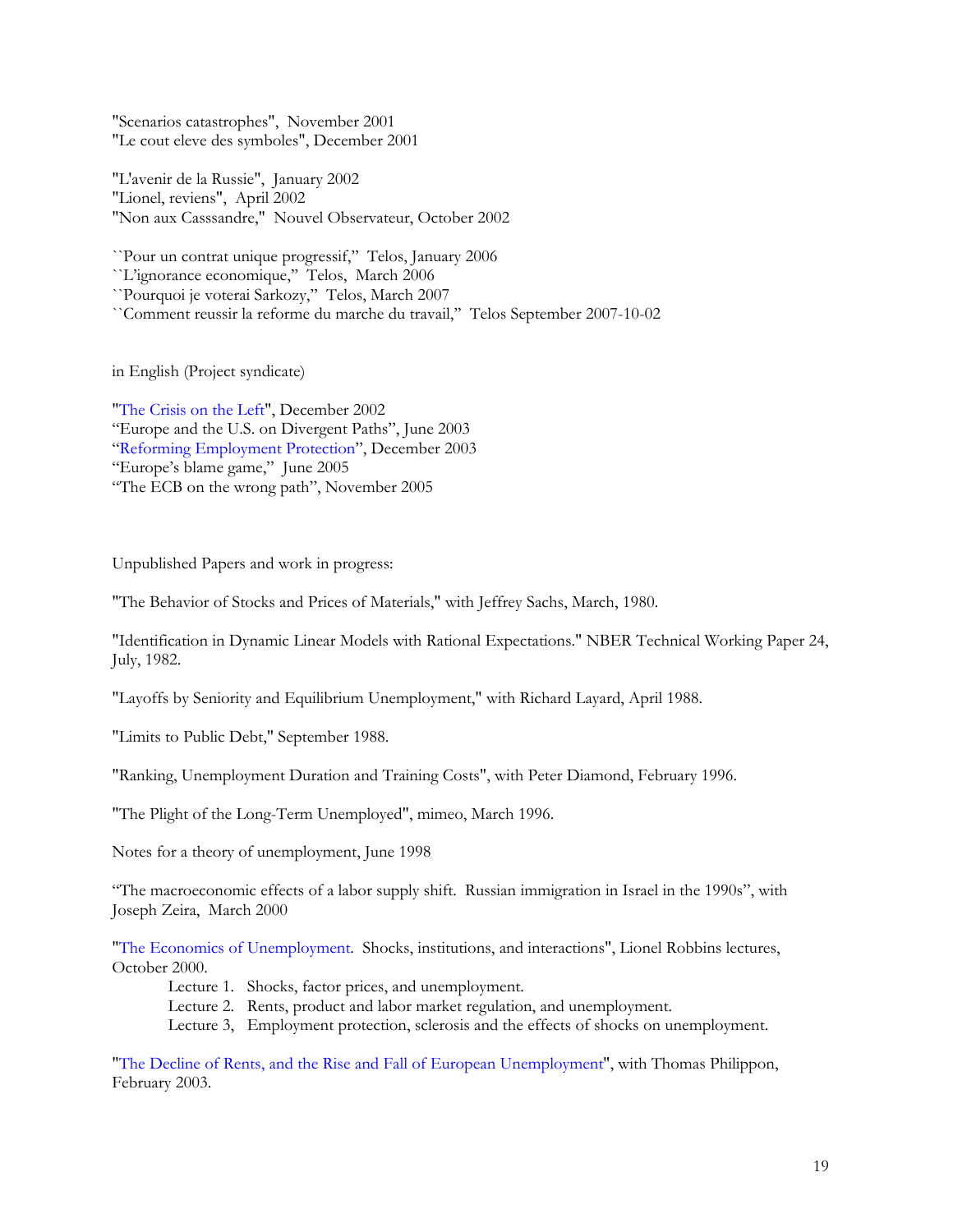"Scenarios catastrophes", November 2001
"Le cout eleve des symboles", December 2001

"L'avenir de la Russie", January 2002
"Lionel, reviens", April 2002
"Non aux Casssandre," Nouvel Observateur, October 2002

``Pour un contrat unique progressif," Telos, January 2006
``L'ignorance economique," Telos, March 2006
``Pourquoi je voterai Sarkozy," Telos, March 2007
``Comment reussir la reforme du marche du travail," Telos September 2007-10-02

in English (Project syndicate)

"The Crisis on the Left", December 2002
"Europe and the U.S. on Divergent Paths", June 2003
"Reforming Employment Protection", December 2003
"Europe's blame game," June 2005
"The ECB on the wrong path", November 2005

Unpublished Papers and work in progress:

"The Behavior of Stocks and Prices of Materials," with Jeffrey Sachs, March, 1980.

"Identification in Dynamic Linear Models with Rational Expectations." NBER Technical Working Paper 24, July, 1982.

"Layoffs by Seniority and Equilibrium Unemployment," with Richard Layard, April 1988.

"Limits to Public Debt," September 1988.

"Ranking, Unemployment Duration and Training Costs", with Peter Diamond, February 1996.

"The Plight of the Long-Term Unemployed", mimeo, March 1996.

Notes for a theory of unemployment, June 1998

"The macroeconomic effects of a labor supply shift. Russian immigration in Israel in the 1990s", with Joseph Zeira, March 2000

"The Economics of Unemployment. Shocks, institutions, and interactions", Lionel Robbins lectures, October 2000.

Lecture 1. Shocks, factor prices, and unemployment.
Lecture 2. Rents, product and labor market regulation, and unemployment.
Lecture 3, Employment protection, sclerosis and the effects of shocks on unemployment.

"The Decline of Rents, and the Rise and Fall of European Unemployment", with Thomas Philippon, February 2003.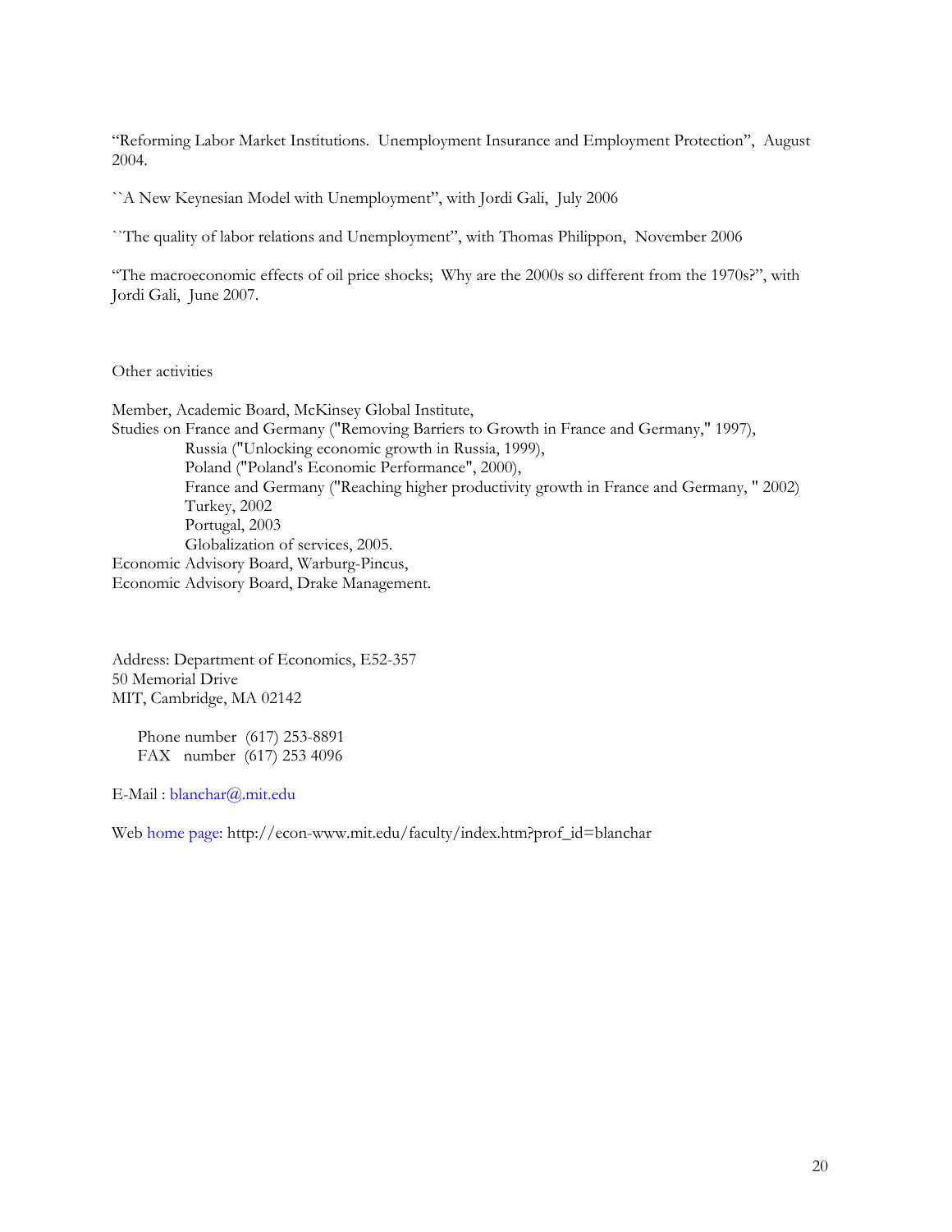"Reforming Labor Market Institutions. Unemployment Insurance and Employment Protection", August 2004.

``A New Keynesian Model with Unemployment", with Jordi Gali, July 2006

``The quality of labor relations and Unemployment", with Thomas Philippon, November 2006

"The macroeconomic effects of oil price shocks; Why are the 2000s so different from the 1970s?", with Jordi Gali, June 2007.

Other activities

Member, Academic Board, McKinsey Global Institute,
Studies on France and Germany ("Removing Barriers to Growth in France and Germany," 1997),
Russia ("Unlocking economic growth in Russia, 1999),
Poland ("Poland's Economic Performance", 2000),
France and Germany ("Reaching higher productivity growth in France and Germany, " 2002)
Turkey, 2002
Portugal, 2003
Globalization of services, 2005.
Economic Advisory Board, Warburg-Pincus,
Economic Advisory Board, Drake Management.

Address: Department of Economics, E52-357
50 Memorial Drive
MIT, Cambridge, MA 02142

Phone number (617) 253-8891
FAX number (617) 253 4096

E-Mail : blanchar@.mit.edu

Web home page: http://econ-www.mit.edu/faculty/index.htm?prof_id=blanchar